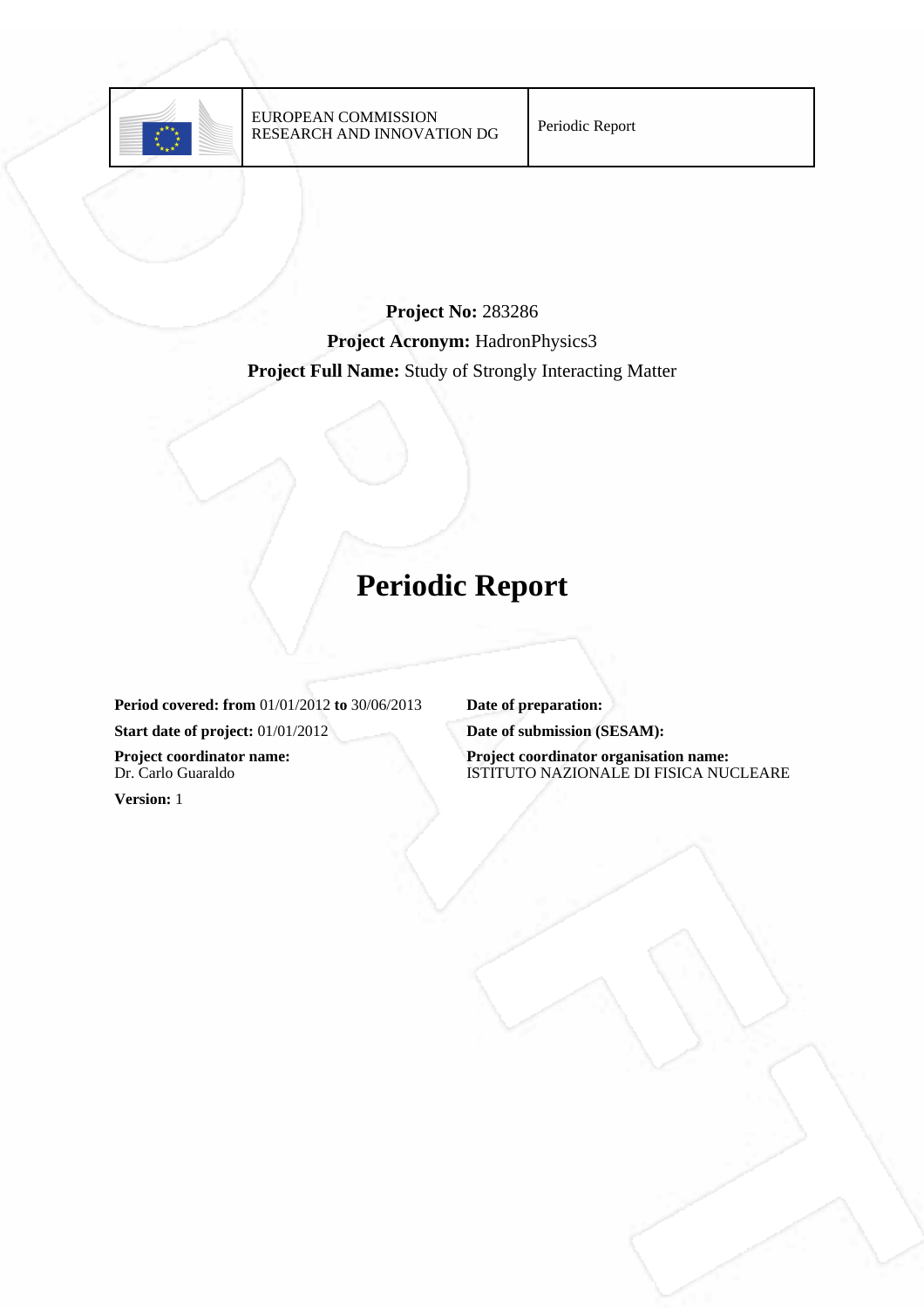| | EUROPEAN COMMISSION<br>RESEARCH AND INNOVATION DG | Periodic Report |
|---|---|---|

**Project No:** 283286

**Project Acronym:** HadronPhysics3

**Project Full Name:** Study of Strongly Interacting Matter

# Periodic Report

**Period covered: from** 01/01/2012 **to** 30/06/2013

**Start date of project:** 01/01/2012

**Project coordinator name:**
Dr. Carlo Guaraldo

**Version:** 1

**Date of preparation:**

**Date of submission (SESAM):**

**Project coordinator organisation name:**
ISTITUTO NAZIONALE DI FISICA NUCLEARE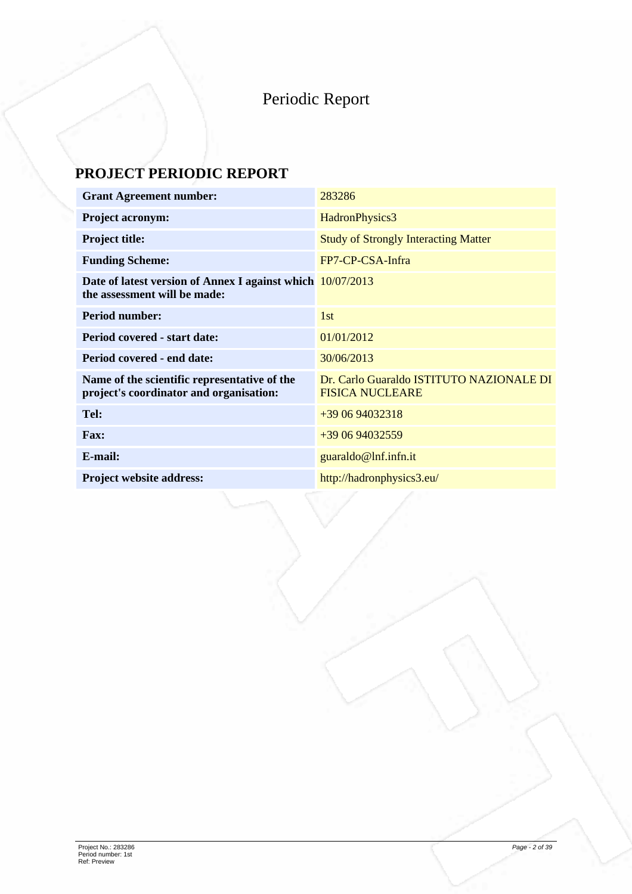# Periodic Report

## PROJECT PERIODIC REPORT

| | |
|---|---|
| **Grant Agreement number:** | 283286 |
| **Project acronym:** | HadronPhysics3 |
| **Project title:** | Study of Strongly Interacting Matter |
| **Funding Scheme:** | FP7-CP-CSA-Infra |
| **Date of latest version of Annex I against which the assessment will be made:** | 10/07/2013 |
| **Period number:** | 1st |
| **Period covered - start date:** | 01/01/2012 |
| **Period covered - end date:** | 30/06/2013 |
| **Name of the scientific representative of the project's coordinator and organisation:** | Dr. Carlo Guaraldo ISTITUTO NAZIONALE DI FISICA NUCLEARE |
| **Tel:** | +39 06 94032318 |
| **Fax:** | +39 06 94032559 |
| **E-mail:** | guaraldo@lnf.infn.it |
| **Project website address:** | http://hadronphysics3.eu/ |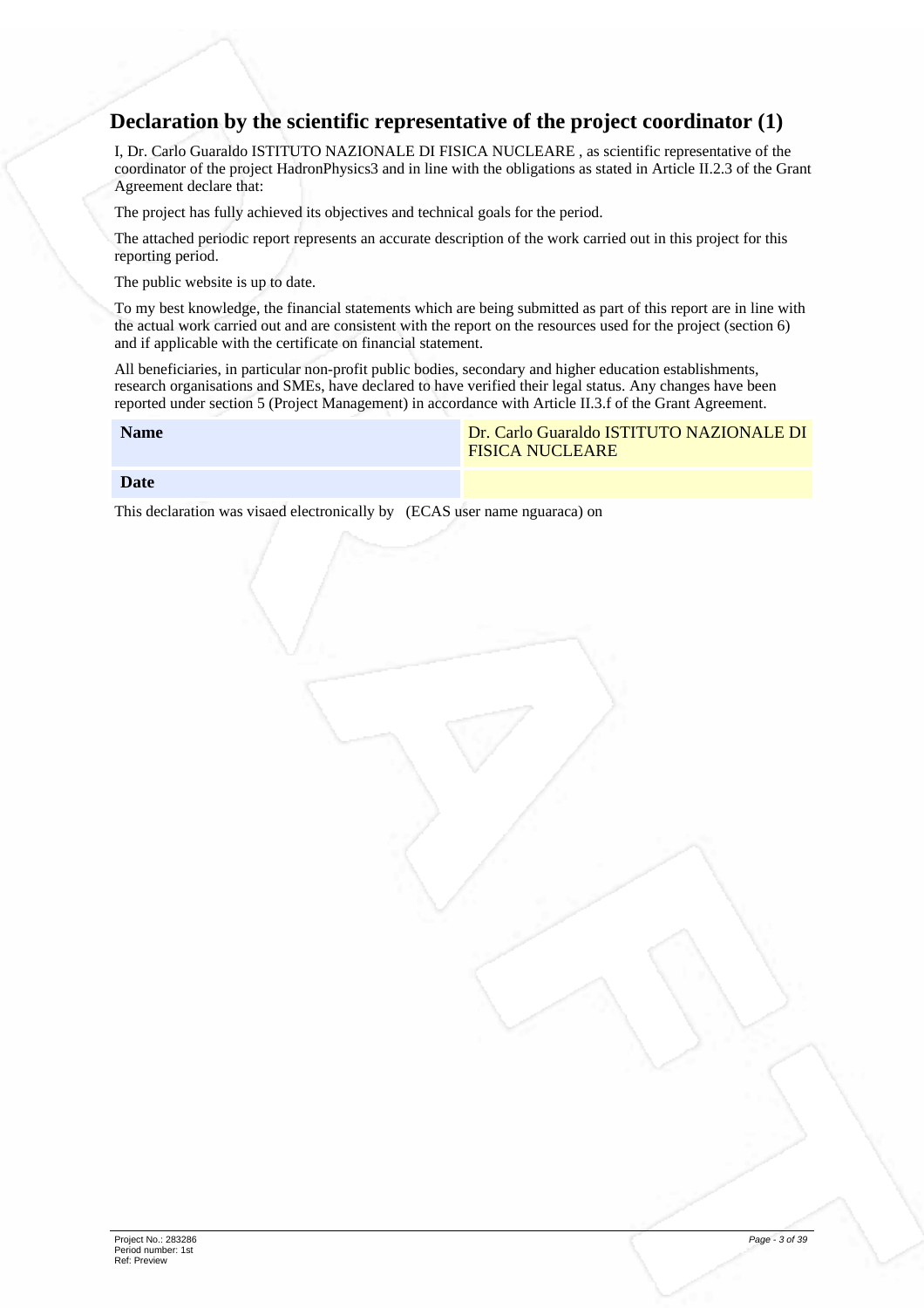## Declaration by the scientific representative of the project coordinator (1)

I, Dr. Carlo Guaraldo ISTITUTO NAZIONALE DI FISICA NUCLEARE , as scientific representative of the coordinator of the project HadronPhysics3 and in line with the obligations as stated in Article II.2.3 of the Grant Agreement declare that:

The project has fully achieved its objectives and technical goals for the period.

The attached periodic report represents an accurate description of the work carried out in this project for this reporting period.

The public website is up to date.

To my best knowledge, the financial statements which are being submitted as part of this report are in line with the actual work carried out and are consistent with the report on the resources used for the project (section 6) and if applicable with the certificate on financial statement.

All beneficiaries, in particular non-profit public bodies, secondary and higher education establishments, research organisations and SMEs, have declared to have verified their legal status. Any changes have been reported under section 5 (Project Management) in accordance with Article II.3.f of the Grant Agreement.

| | |
|---|---|
| **Name** | Dr. Carlo Guaraldo ISTITUTO NAZIONALE DI FISICA NUCLEARE |
| **Date** | |

This declaration was visaed electronically by (ECAS user name nguaraca) on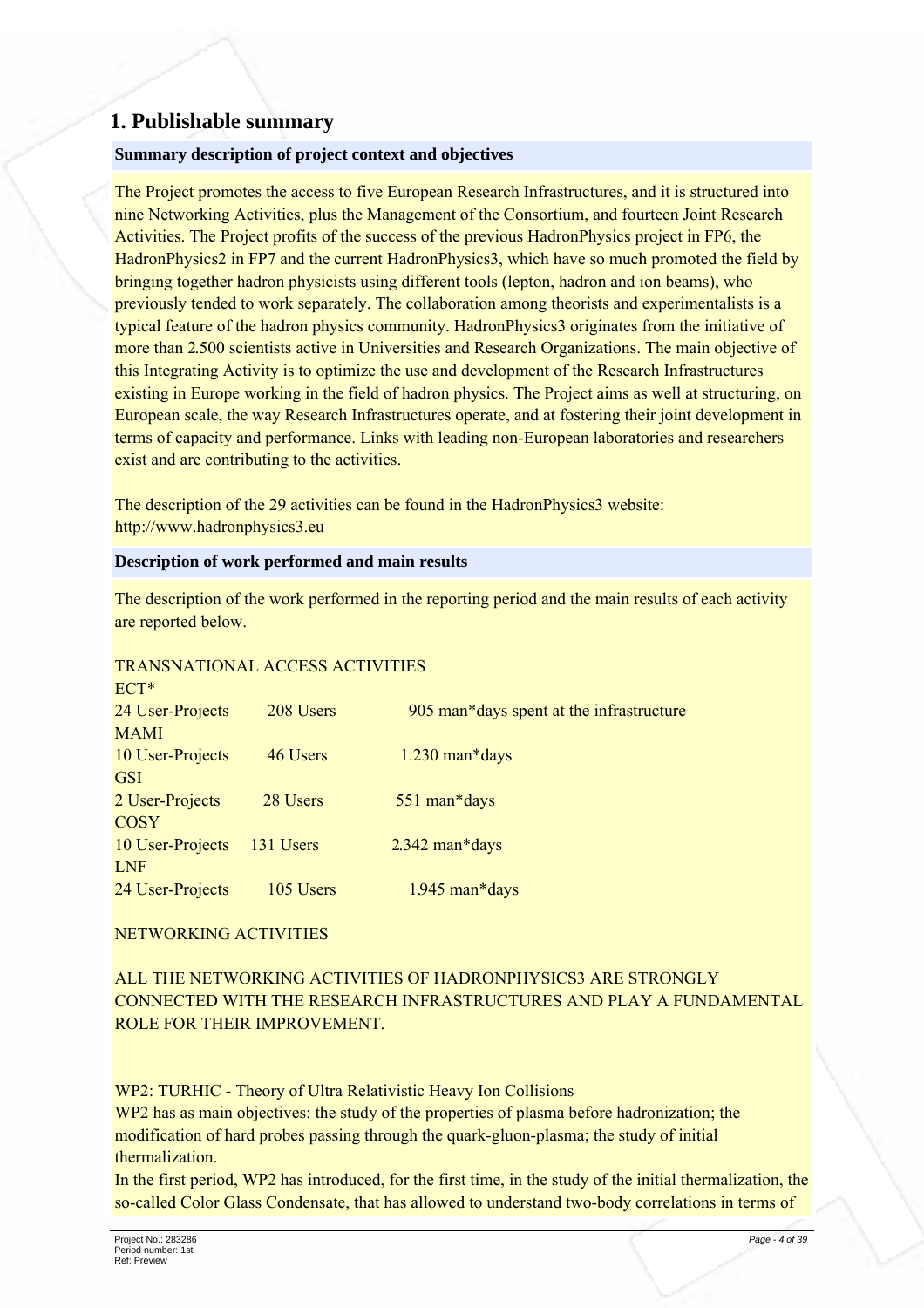# 1. Publishable summary

## Summary description of project context and objectives

The Project promotes the access to five European Research Infrastructures, and it is structured into nine Networking Activities, plus the Management of the Consortium, and fourteen Joint Research Activities. The Project profits of the success of the previous HadronPhysics project in FP6, the HadronPhysics2 in FP7 and the current HadronPhysics3, which have so much promoted the field by bringing together hadron physicists using different tools (lepton, hadron and ion beams), who previously tended to work separately. The collaboration among theorists and experimentalists is a typical feature of the hadron physics community. HadronPhysics3 originates from the initiative of more than 2.500 scientists active in Universities and Research Organizations. The main objective of this Integrating Activity is to optimize the use and development of the Research Infrastructures existing in Europe working in the field of hadron physics. The Project aims as well at structuring, on European scale, the way Research Infrastructures operate, and at fostering their joint development in terms of capacity and performance. Links with leading non-European laboratories and researchers exist and are contributing to the activities.

The description of the 29 activities can be found in the HadronPhysics3 website: http://www.hadronphysics3.eu

## Description of work performed and main results

The description of the work performed in the reporting period and the main results of each activity are reported below.

TRANSNATIONAL ACCESS ACTIVITIES

ECT*
24 User-Projects 208 Users 905 man*days spent at the infrastructure

MAMI
10 User-Projects 46 Users 1.230 man*days

GSI
2 User-Projects 28 Users 551 man*days

COSY
10 User-Projects 131 Users 2.342 man*days

LNF
24 User-Projects 105 Users 1.945 man*days

NETWORKING ACTIVITIES

ALL THE NETWORKING ACTIVITIES OF HADRONPHYSICS3 ARE STRONGLY CONNECTED WITH THE RESEARCH INFRASTRUCTURES AND PLAY A FUNDAMENTAL ROLE FOR THEIR IMPROVEMENT.

WP2: TURHIC - Theory of Ultra Relativistic Heavy Ion Collisions
WP2 has as main objectives: the study of the properties of plasma before hadronization; the modification of hard probes passing through the quark-gluon-plasma; the study of initial thermalization.
In the first period, WP2 has introduced, for the first time, in the study of the initial thermalization, the so-called Color Glass Condensate, that has allowed to understand two-body correlations in terms of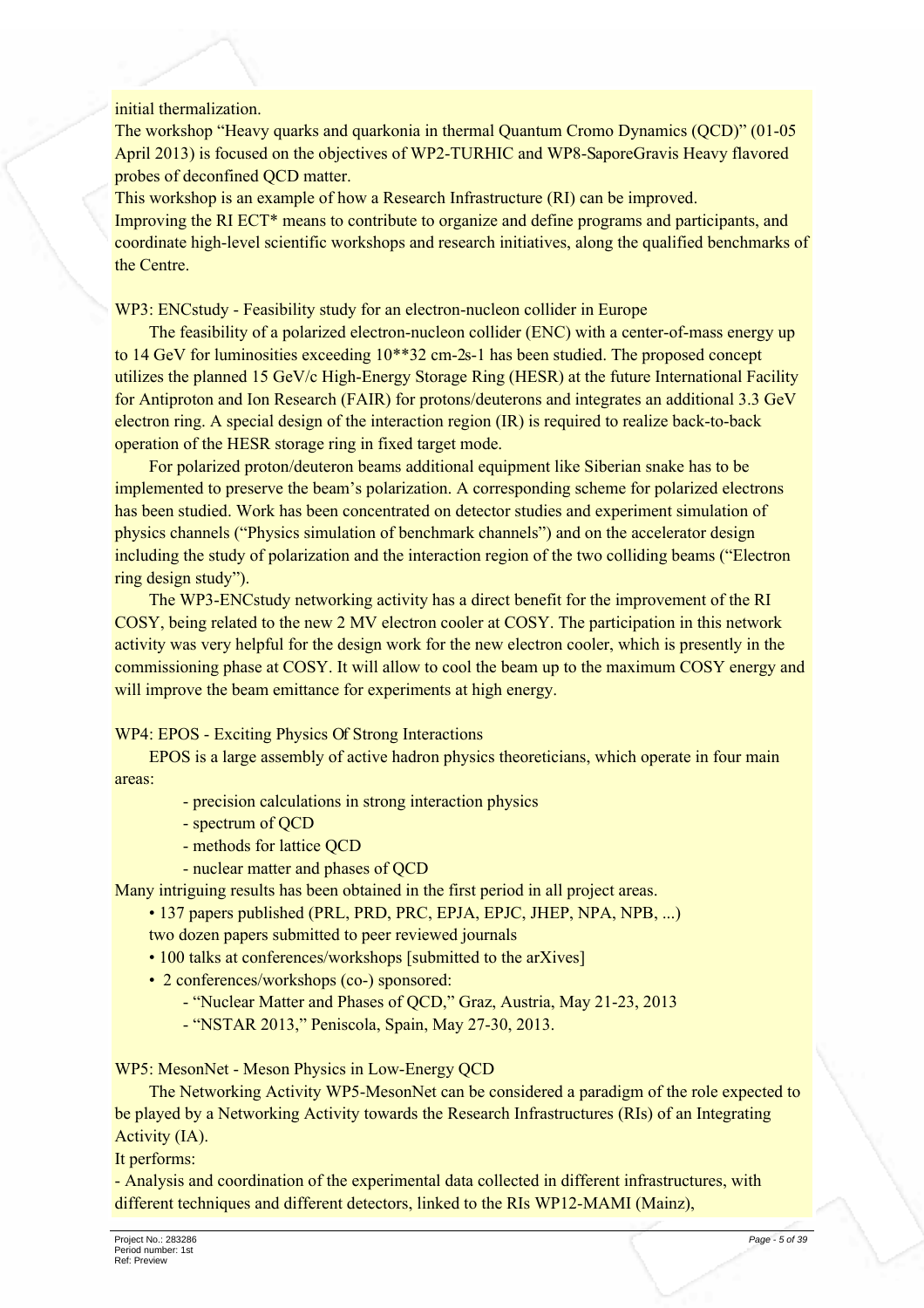initial thermalization.

The workshop "Heavy quarks and quarkonia in thermal Quantum Cromo Dynamics (QCD)" (01-05 April 2013) is focused on the objectives of WP2-TURHIC and WP8-SaporeGravis Heavy flavored probes of deconfined QCD matter.

This workshop is an example of how a Research Infrastructure (RI) can be improved.

Improving the RI ECT* means to contribute to organize and define programs and participants, and coordinate high-level scientific workshops and research initiatives, along the qualified benchmarks of the Centre.

WP3: ENCstudy - Feasibility study for an electron-nucleon collider in Europe

The feasibility of a polarized electron-nucleon collider (ENC) with a center-of-mass energy up to 14 GeV for luminosities exceeding 10**32 cm-2s-1 has been studied. The proposed concept utilizes the planned 15 GeV/c High-Energy Storage Ring (HESR) at the future International Facility for Antiproton and Ion Research (FAIR) for protons/deuterons and integrates an additional 3.3 GeV electron ring. A special design of the interaction region (IR) is required to realize back-to-back operation of the HESR storage ring in fixed target mode.

For polarized proton/deuteron beams additional equipment like Siberian snake has to be implemented to preserve the beam's polarization. A corresponding scheme for polarized electrons has been studied. Work has been concentrated on detector studies and experiment simulation of physics channels ("Physics simulation of benchmark channels") and on the accelerator design including the study of polarization and the interaction region of the two colliding beams ("Electron ring design study").

The WP3-ENCstudy networking activity has a direct benefit for the improvement of the RI COSY, being related to the new 2 MV electron cooler at COSY. The participation in this network activity was very helpful for the design work for the new electron cooler, which is presently in the commissioning phase at COSY. It will allow to cool the beam up to the maximum COSY energy and will improve the beam emittance for experiments at high energy.

WP4: EPOS - Exciting Physics Of Strong Interactions

EPOS is a large assembly of active hadron physics theoreticians, which operate in four main areas:

- precision calculations in strong interaction physics
- spectrum of QCD
- methods for lattice QCD
- nuclear matter and phases of QCD

Many intriguing results has been obtained in the first period in all project areas.

- 137 papers published (PRL, PRD, PRC, EPJA, EPJC, JHEP, NPA, NPB, ...)
  two dozen papers submitted to peer reviewed journals
- 100 talks at conferences/workshops [submitted to the arXives]
- 2 conferences/workshops (co-) sponsored:
  - "Nuclear Matter and Phases of QCD," Graz, Austria, May 21-23, 2013
  - "NSTAR 2013," Peniscola, Spain, May 27-30, 2013.

WP5: MesonNet - Meson Physics in Low-Energy QCD

The Networking Activity WP5-MesonNet can be considered a paradigm of the role expected to be played by a Networking Activity towards the Research Infrastructures (RIs) of an Integrating Activity (IA).

It performs:

- Analysis and coordination of the experimental data collected in different infrastructures, with different techniques and different detectors, linked to the RIs WP12-MAMI (Mainz),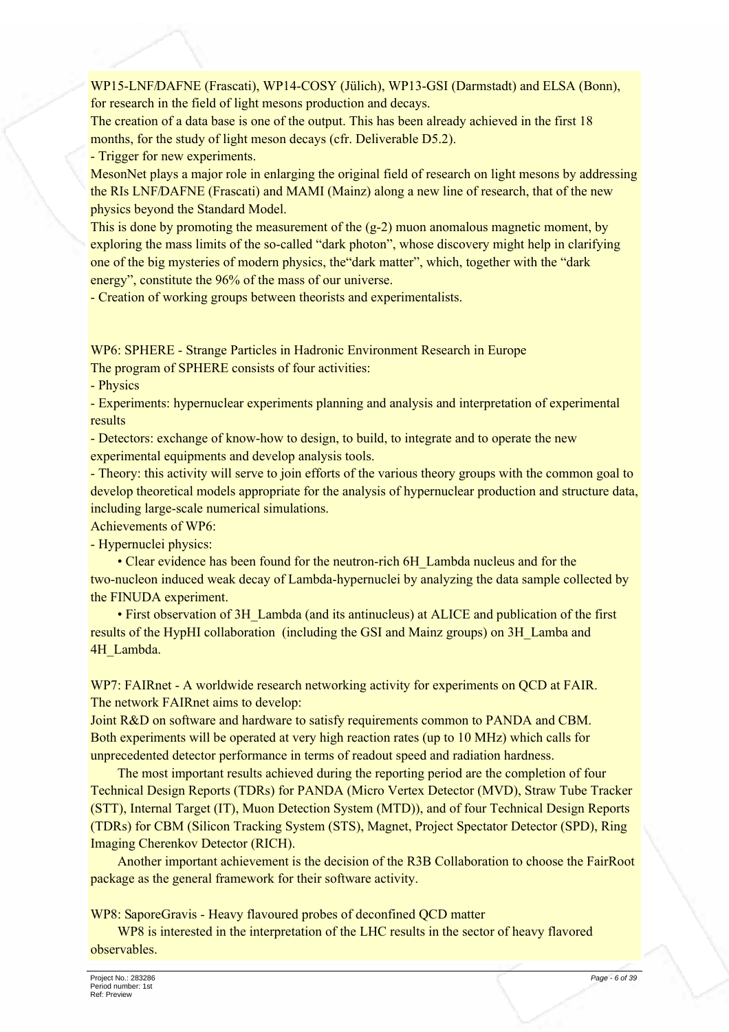WP15-LNF/DAFNE (Frascati), WP14-COSY (Jülich), WP13-GSI (Darmstadt) and ELSA (Bonn), for research in the field of light mesons production and decays.

The creation of a data base is one of the output. This has been already achieved in the first 18 months, for the study of light meson decays (cfr. Deliverable D5.2).

- Trigger for new experiments.

MesonNet plays a major role in enlarging the original field of research on light mesons by addressing the RIs LNF/DAFNE (Frascati) and MAMI (Mainz) along a new line of research, that of the new physics beyond the Standard Model.

This is done by promoting the measurement of the (g-2) muon anomalous magnetic moment, by exploring the mass limits of the so-called "dark photon", whose discovery might help in clarifying one of the big mysteries of modern physics, the"dark matter", which, together with the "dark energy", constitute the 96% of the mass of our universe.

- Creation of working groups between theorists and experimentalists.

WP6: SPHERE - Strange Particles in Hadronic Environment Research in Europe

The program of SPHERE consists of four activities:

- Physics
- Experiments: hypernuclear experiments planning and analysis and interpretation of experimental results
- Detectors: exchange of know-how to design, to build, to integrate and to operate the new experimental equipments and develop analysis tools.
- Theory: this activity will serve to join efforts of the various theory groups with the common goal to develop theoretical models appropriate for the analysis of hypernuclear production and structure data, including large-scale numerical simulations.

Achievements of WP6:

- Hypernuclei physics:

  • Clear evidence has been found for the neutron-rich 6H_Lambda nucleus and for the two-nucleon induced weak decay of Lambda-hypernuclei by analyzing the data sample collected by the FINUDA experiment.

  • First observation of 3H_Lambda (and its antinucleus) at ALICE and publication of the first results of the HypHI collaboration (including the GSI and Mainz groups) on 3H_Lamba and 4H_Lambda.

WP7: FAIRnet - A worldwide research networking activity for experiments on QCD at FAIR.

The network FAIRnet aims to develop:

Joint R&D on software and hardware to satisfy requirements common to PANDA and CBM. Both experiments will be operated at very high reaction rates (up to 10 MHz) which calls for unprecedented detector performance in terms of readout speed and radiation hardness.

The most important results achieved during the reporting period are the completion of four Technical Design Reports (TDRs) for PANDA (Micro Vertex Detector (MVD), Straw Tube Tracker (STT), Internal Target (IT), Muon Detection System (MTD)), and of four Technical Design Reports (TDRs) for CBM (Silicon Tracking System (STS), Magnet, Project Spectator Detector (SPD), Ring Imaging Cherenkov Detector (RICH).

Another important achievement is the decision of the R3B Collaboration to choose the FairRoot package as the general framework for their software activity.

WP8: SaporeGravis - Heavy flavoured probes of deconfined QCD matter

WP8 is interested in the interpretation of the LHC results in the sector of heavy flavored observables.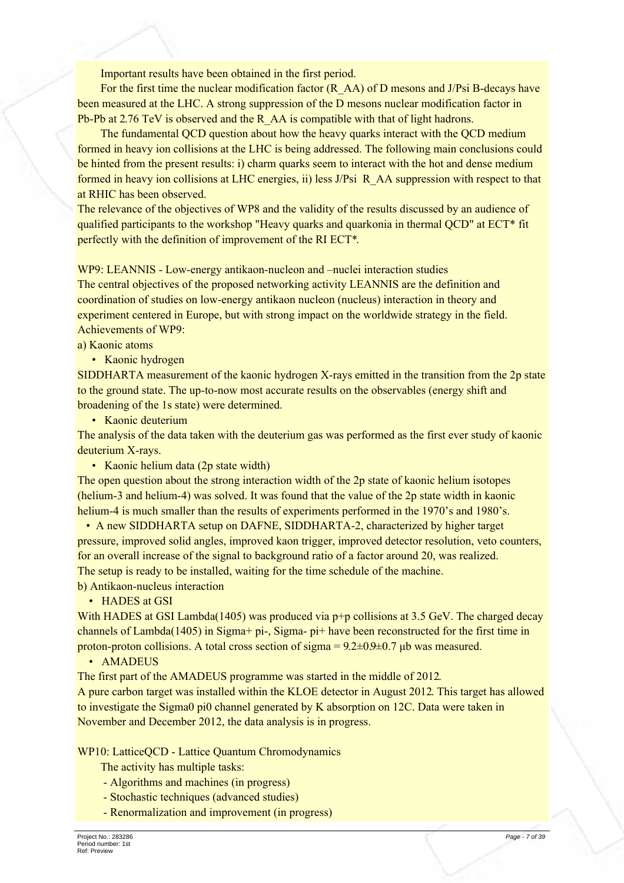Important results have been obtained in the first period.

For the first time the nuclear modification factor (R_AA) of D mesons and J/Psi B-decays have been measured at the LHC. A strong suppression of the D mesons nuclear modification factor in Pb-Pb at 2.76 TeV is observed and the R_AA is compatible with that of light hadrons.

The fundamental QCD question about how the heavy quarks interact with the QCD medium formed in heavy ion collisions at the LHC is being addressed. The following main conclusions could be hinted from the present results: i) charm quarks seem to interact with the hot and dense medium formed in heavy ion collisions at LHC energies, ii) less J/Psi R_AA suppression with respect to that at RHIC has been observed.

The relevance of the objectives of WP8 and the validity of the results discussed by an audience of qualified participants to the workshop "Heavy quarks and quarkonia in thermal QCD" at ECT* fit perfectly with the definition of improvement of the RI ECT*.

WP9: LEANNIS - Low-energy antikaon-nucleon and –nuclei interaction studies

The central objectives of the proposed networking activity LEANNIS are the definition and coordination of studies on low-energy antikaon nucleon (nucleus) interaction in theory and experiment centered in Europe, but with strong impact on the worldwide strategy in the field.

Achievements of WP9:

a) Kaonic atoms

- Kaonic hydrogen

SIDDHARTA measurement of the kaonic hydrogen X-rays emitted in the transition from the 2p state to the ground state. The up-to-now most accurate results on the observables (energy shift and broadening of the 1s state) were determined.

- Kaonic deuterium

The analysis of the data taken with the deuterium gas was performed as the first ever study of kaonic deuterium X-rays.

- Kaonic helium data (2p state width)

The open question about the strong interaction width of the 2p state of kaonic helium isotopes (helium-3 and helium-4) was solved. It was found that the value of the 2p state width in kaonic helium-4 is much smaller than the results of experiments performed in the 1970's and 1980's.

- A new SIDDHARTA setup on DAFNE, SIDDHARTA-2, characterized by higher target pressure, improved solid angles, improved kaon trigger, improved detector resolution, veto counters, for an overall increase of the signal to background ratio of a factor around 20, was realized. The setup is ready to be installed, waiting for the time schedule of the machine.

b) Antikaon-nucleus interaction

- HADES at GSI

With HADES at GSI Lambda(1405) was produced via p+p collisions at 3.5 GeV. The charged decay channels of Lambda(1405) in Sigma+ pi-, Sigma- pi+ have been reconstructed for the first time in proton-proton collisions. A total cross section of sigma = 9.2±0.9±0.7 μb was measured.

- AMADEUS

The first part of the AMADEUS programme was started in the middle of 2012.

A pure carbon target was installed within the KLOE detector in August 2012. This target has allowed to investigate the Sigma0 pi0 channel generated by K absorption on 12C. Data were taken in November and December 2012, the data analysis is in progress.

WP10: LatticeQCD - Lattice Quantum Chromodynamics

The activity has multiple tasks:

- Algorithms and machines (in progress)
- Stochastic techniques (advanced studies)
- Renormalization and improvement (in progress)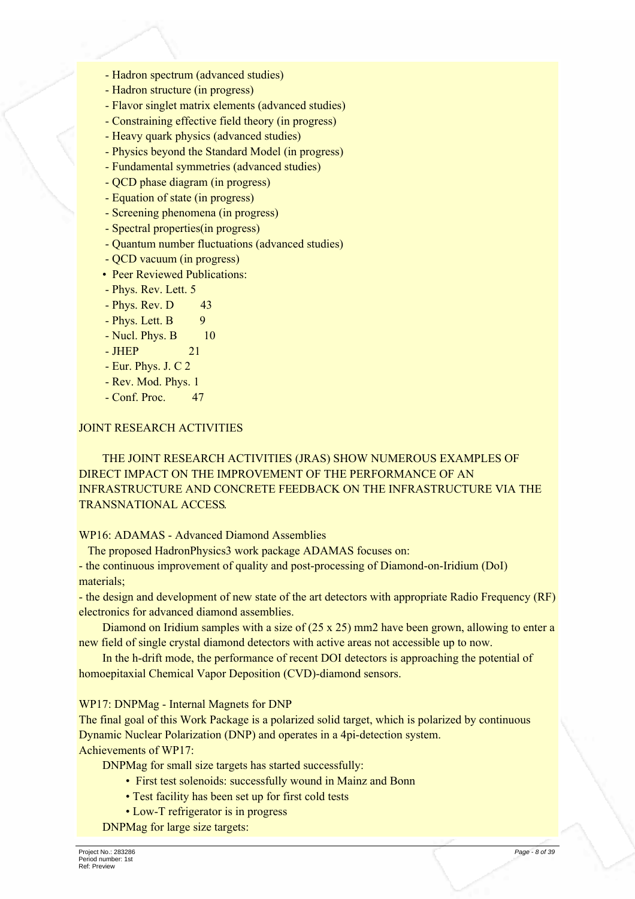- Hadron spectrum (advanced studies)
- Hadron structure (in progress)
- Flavor singlet matrix elements (advanced studies)
- Constraining effective field theory (in progress)
- Heavy quark physics (advanced studies)
- Physics beyond the Standard Model (in progress)
- Fundamental symmetries (advanced studies)
- QCD phase diagram (in progress)
- Equation of state (in progress)
- Screening phenomena (in progress)
- Spectral properties(in progress)
- Quantum number fluctuations (advanced studies)
- QCD vacuum (in progress)

• Peer Reviewed Publications:

- Phys. Rev. Lett. 5
- Phys. Rev. D 43
- Phys. Lett. B 9
- Nucl. Phys. B 10
- JHEP 21
- Eur. Phys. J. C 2
- Rev. Mod. Phys. 1
- Conf. Proc. 47

## JOINT RESEARCH ACTIVITIES

THE JOINT RESEARCH ACTIVITIES (JRAS) SHOW NUMEROUS EXAMPLES OF DIRECT IMPACT ON THE IMPROVEMENT OF THE PERFORMANCE OF AN INFRASTRUCTURE AND CONCRETE FEEDBACK ON THE INFRASTRUCTURE VIA THE TRANSNATIONAL ACCESS.

### WP16: ADAMAS - Advanced Diamond Assemblies

The proposed HadronPhysics3 work package ADAMAS focuses on:

- the continuous improvement of quality and post-processing of Diamond-on-Iridium (DoI) materials;
- the design and development of new state of the art detectors with appropriate Radio Frequency (RF) electronics for advanced diamond assemblies.

Diamond on Iridium samples with a size of (25 x 25) mm2 have been grown, allowing to enter a new field of single crystal diamond detectors with active areas not accessible up to now.

In the h-drift mode, the performance of recent DOI detectors is approaching the potential of homoepitaxial Chemical Vapor Deposition (CVD)-diamond sensors.

### WP17: DNPMag - Internal Magnets for DNP

The final goal of this Work Package is a polarized solid target, which is polarized by continuous Dynamic Nuclear Polarization (DNP) and operates in a 4pi-detection system.

Achievements of WP17:

DNPMag for small size targets has started successfully:

- First test solenoids: successfully wound in Mainz and Bonn
- Test facility has been set up for first cold tests
- Low-T refrigerator is in progress

DNPMag for large size targets: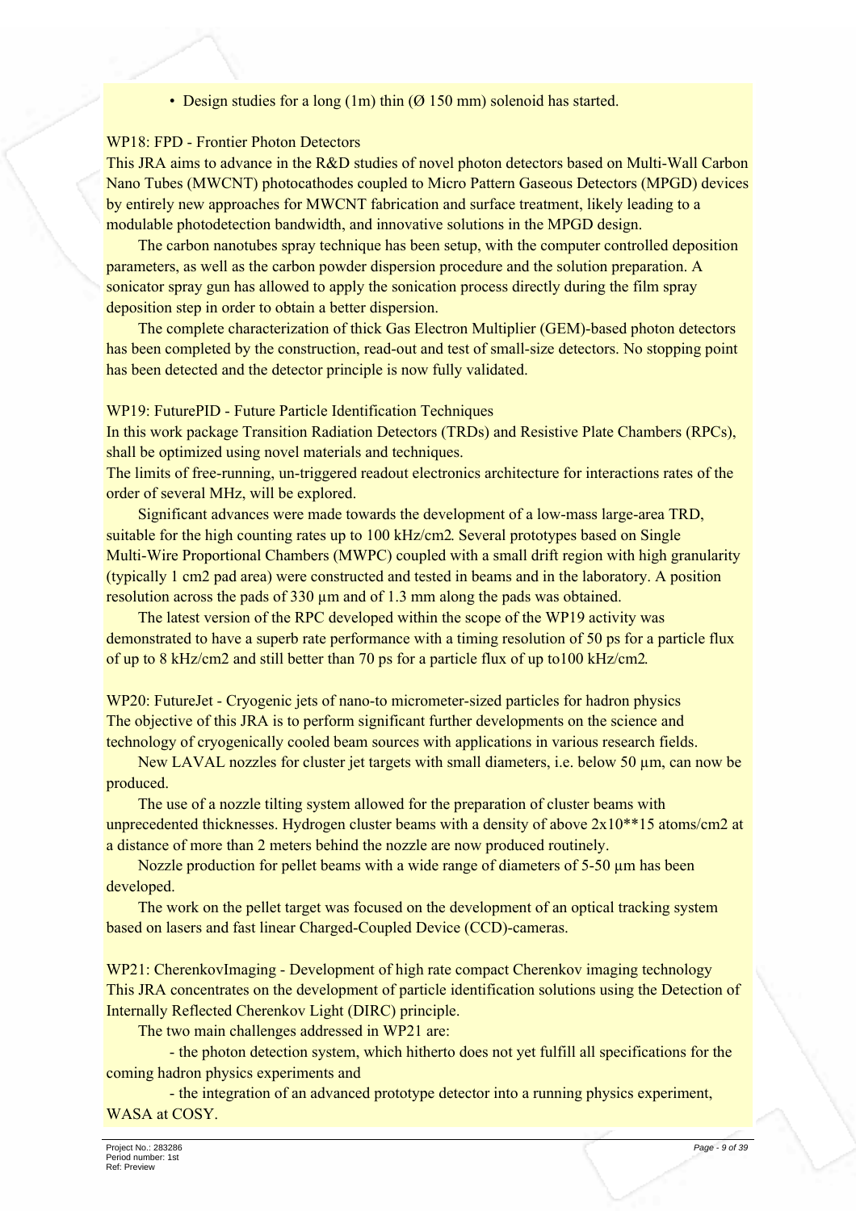- Design studies for a long (1m) thin (Ø 150 mm) solenoid has started.

WP18: FPD - Frontier Photon Detectors

This JRA aims to advance in the R&D studies of novel photon detectors based on Multi-Wall Carbon Nano Tubes (MWCNT) photocathodes coupled to Micro Pattern Gaseous Detectors (MPGD) devices by entirely new approaches for MWCNT fabrication and surface treatment, likely leading to a modulable photodetection bandwidth, and innovative solutions in the MPGD design.

The carbon nanotubes spray technique has been setup, with the computer controlled deposition parameters, as well as the carbon powder dispersion procedure and the solution preparation. A sonicator spray gun has allowed to apply the sonication process directly during the film spray deposition step in order to obtain a better dispersion.

The complete characterization of thick Gas Electron Multiplier (GEM)-based photon detectors has been completed by the construction, read-out and test of small-size detectors. No stopping point has been detected and the detector principle is now fully validated.

WP19: FuturePID - Future Particle Identification Techniques

In this work package Transition Radiation Detectors (TRDs) and Resistive Plate Chambers (RPCs), shall be optimized using novel materials and techniques.

The limits of free-running, un-triggered readout electronics architecture for interactions rates of the order of several MHz, will be explored.

Significant advances were made towards the development of a low-mass large-area TRD, suitable for the high counting rates up to 100 kHz/cm2. Several prototypes based on Single Multi-Wire Proportional Chambers (MWPC) coupled with a small drift region with high granularity (typically 1 cm2 pad area) were constructed and tested in beams and in the laboratory. A position resolution across the pads of 330 µm and of 1.3 mm along the pads was obtained.

The latest version of the RPC developed within the scope of the WP19 activity was demonstrated to have a superb rate performance with a timing resolution of 50 ps for a particle flux of up to 8 kHz/cm2 and still better than 70 ps for a particle flux of up to100 kHz/cm2.

WP20: FutureJet - Cryogenic jets of nano-to micrometer-sized particles for hadron physics

The objective of this JRA is to perform significant further developments on the science and technology of cryogenically cooled beam sources with applications in various research fields.

New LAVAL nozzles for cluster jet targets with small diameters, i.e. below 50 µm, can now be produced.

The use of a nozzle tilting system allowed for the preparation of cluster beams with unprecedented thicknesses. Hydrogen cluster beams with a density of above 2x10**15 atoms/cm2 at a distance of more than 2 meters behind the nozzle are now produced routinely.

Nozzle production for pellet beams with a wide range of diameters of 5-50 µm has been developed.

The work on the pellet target was focused on the development of an optical tracking system based on lasers and fast linear Charged-Coupled Device (CCD)-cameras.

WP21: CherenkovImaging - Development of high rate compact Cherenkov imaging technology

This JRA concentrates on the development of particle identification solutions using the Detection of Internally Reflected Cherenkov Light (DIRC) principle.

The two main challenges addressed in WP21 are:

- the photon detection system, which hitherto does not yet fulfill all specifications for the coming hadron physics experiments and

- the integration of an advanced prototype detector into a running physics experiment, WASA at COSY.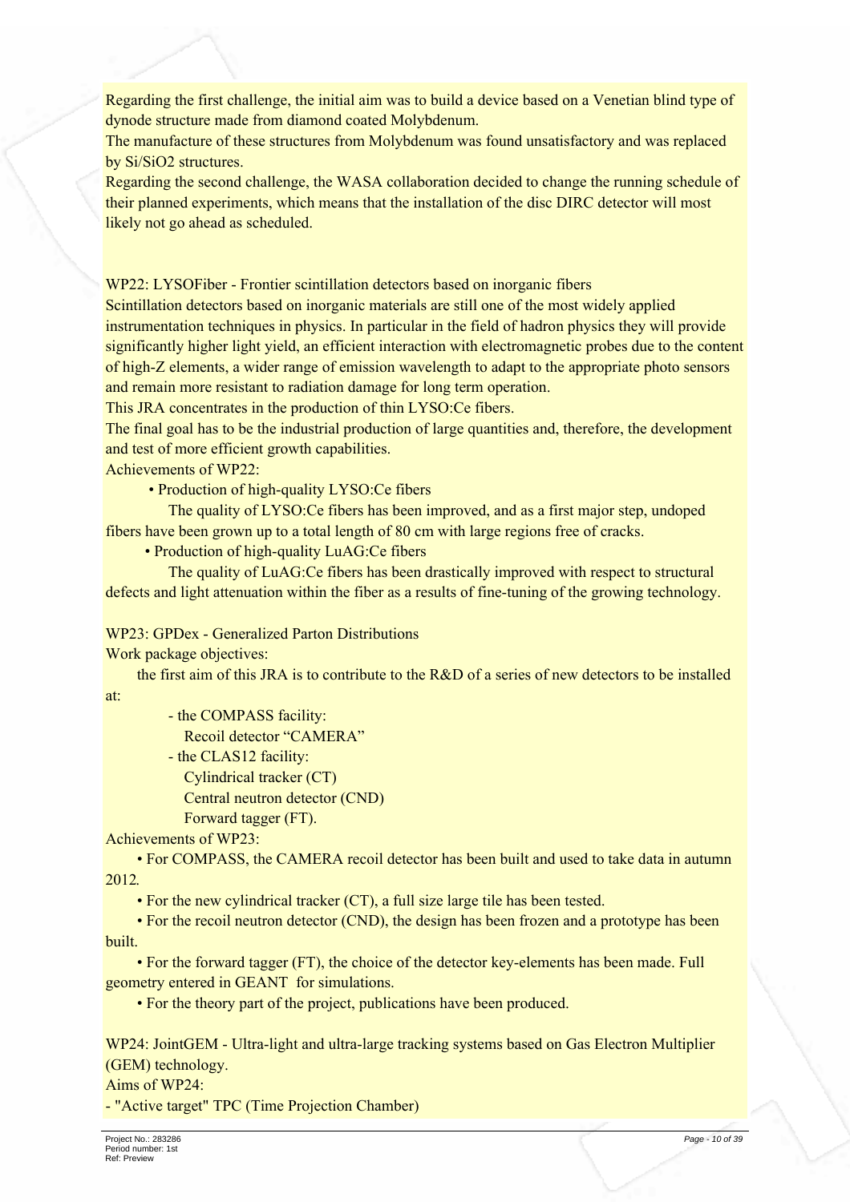Regarding the first challenge, the initial aim was to build a device based on a Venetian blind type of dynode structure made from diamond coated Molybdenum.

The manufacture of these structures from Molybdenum was found unsatisfactory and was replaced by Si/SiO2 structures.

Regarding the second challenge, the WASA collaboration decided to change the running schedule of their planned experiments, which means that the installation of the disc DIRC detector will most likely not go ahead as scheduled.

WP22: LYSOFiber - Frontier scintillation detectors based on inorganic fibers

Scintillation detectors based on inorganic materials are still one of the most widely applied instrumentation techniques in physics. In particular in the field of hadron physics they will provide significantly higher light yield, an efficient interaction with electromagnetic probes due to the content of high-Z elements, a wider range of emission wavelength to adapt to the appropriate photo sensors and remain more resistant to radiation damage for long term operation.

This JRA concentrates in the production of thin LYSO:Ce fibers.

The final goal has to be the industrial production of large quantities and, therefore, the development and test of more efficient growth capabilities.

Achievements of WP22:

- Production of high-quality LYSO:Ce fibers

  The quality of LYSO:Ce fibers has been improved, and as a first major step, undoped fibers have been grown up to a total length of 80 cm with large regions free of cracks.

- Production of high-quality LuAG:Ce fibers

  The quality of LuAG:Ce fibers has been drastically improved with respect to structural defects and light attenuation within the fiber as a results of fine-tuning of the growing technology.

WP23: GPDex - Generalized Parton Distributions

Work package objectives:

the first aim of this JRA is to contribute to the R&D of a series of new detectors to be installed at:

- the COMPASS facility:
  Recoil detector “CAMERA”
- the CLAS12 facility:
  Cylindrical tracker (CT)
  Central neutron detector (CND)
  Forward tagger (FT).

Achievements of WP23:

- For COMPASS, the CAMERA recoil detector has been built and used to take data in autumn 2012.
- For the new cylindrical tracker (CT), a full size large tile has been tested.
- For the recoil neutron detector (CND), the design has been frozen and a prototype has been built.
- For the forward tagger (FT), the choice of the detector key-elements has been made. Full geometry entered in GEANT for simulations.
- For the theory part of the project, publications have been produced.

WP24: JointGEM - Ultra-light and ultra-large tracking systems based on Gas Electron Multiplier (GEM) technology.

Aims of WP24:

- "Active target" TPC (Time Projection Chamber)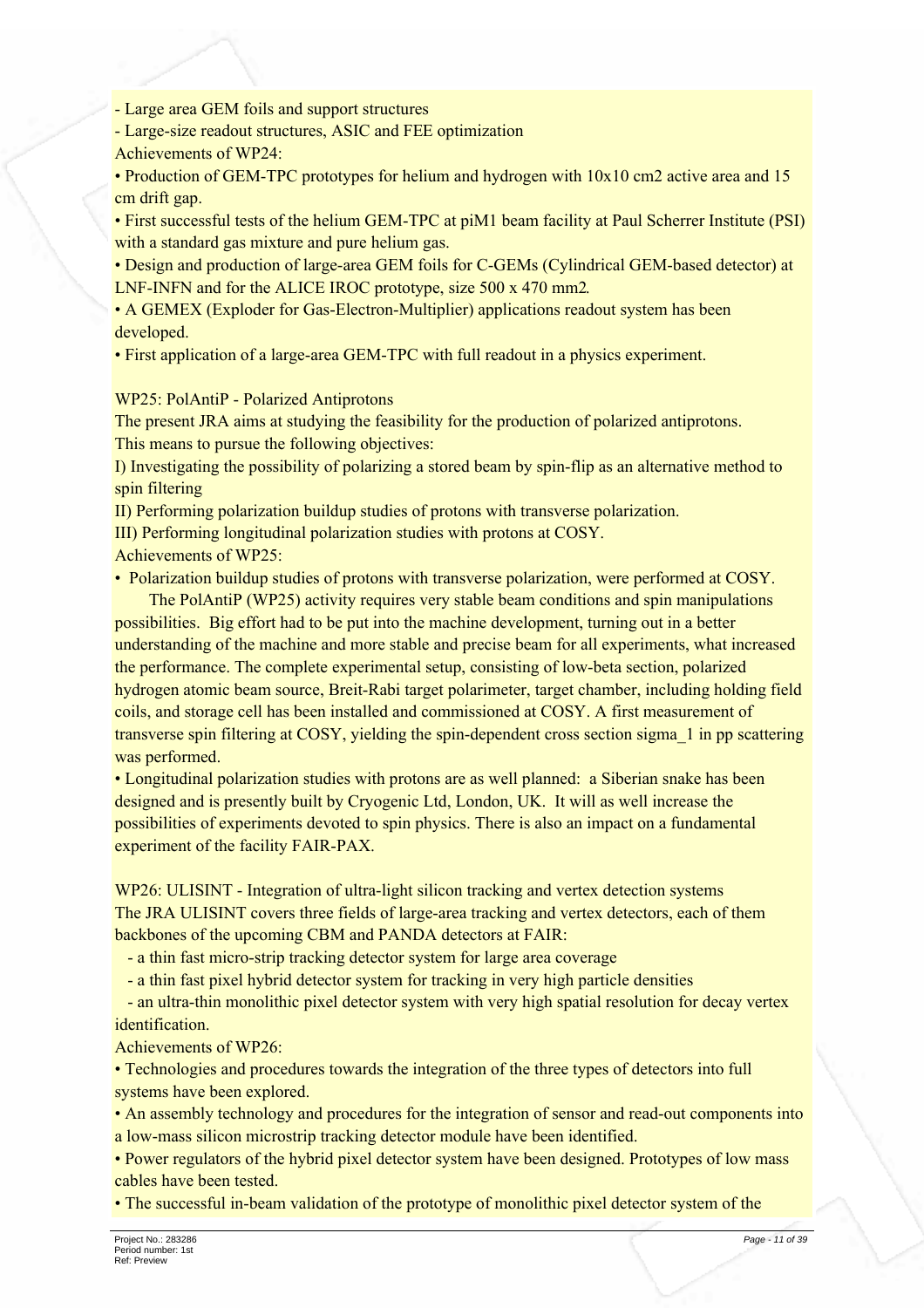- Large area GEM foils and support structures
- Large-size readout structures, ASIC and FEE optimization

Achievements of WP24:

- Production of GEM-TPC prototypes for helium and hydrogen with 10x10 cm2 active area and 15 cm drift gap.
- First successful tests of the helium GEM-TPC at piM1 beam facility at Paul Scherrer Institute (PSI) with a standard gas mixture and pure helium gas.
- Design and production of large-area GEM foils for C-GEMs (Cylindrical GEM-based detector) at LNF-INFN and for the ALICE IROC prototype, size 500 x 470 mm2.
- A GEMEX (Exploder for Gas-Electron-Multiplier) applications readout system has been developed.
- First application of a large-area GEM-TPC with full readout in a physics experiment.

WP25: PolAntiP - Polarized Antiprotons

The present JRA aims at studying the feasibility for the production of polarized antiprotons. This means to pursue the following objectives:

I) Investigating the possibility of polarizing a stored beam by spin-flip as an alternative method to spin filtering

II) Performing polarization buildup studies of protons with transverse polarization.

III) Performing longitudinal polarization studies with protons at COSY.

Achievements of WP25:

- Polarization buildup studies of protons with transverse polarization, were performed at COSY.

The PolAntiP (WP25) activity requires very stable beam conditions and spin manipulations possibilities. Big effort had to be put into the machine development, turning out in a better understanding of the machine and more stable and precise beam for all experiments, what increased the performance. The complete experimental setup, consisting of low-beta section, polarized hydrogen atomic beam source, Breit-Rabi target polarimeter, target chamber, including holding field coils, and storage cell has been installed and commissioned at COSY. A first measurement of transverse spin filtering at COSY, yielding the spin-dependent cross section sigma_1 in pp scattering was performed.

- Longitudinal polarization studies with protons are as well planned: a Siberian snake has been designed and is presently built by Cryogenic Ltd, London, UK. It will as well increase the possibilities of experiments devoted to spin physics. There is also an impact on a fundamental experiment of the facility FAIR-PAX.

WP26: ULISINT - Integration of ultra-light silicon tracking and vertex detection systems

The JRA ULISINT covers three fields of large-area tracking and vertex detectors, each of them backbones of the upcoming CBM and PANDA detectors at FAIR:

- a thin fast micro-strip tracking detector system for large area coverage
- a thin fast pixel hybrid detector system for tracking in very high particle densities
- an ultra-thin monolithic pixel detector system with very high spatial resolution for decay vertex identification.

Achievements of WP26:

- Technologies and procedures towards the integration of the three types of detectors into full systems have been explored.
- An assembly technology and procedures for the integration of sensor and read-out components into a low-mass silicon microstrip tracking detector module have been identified.
- Power regulators of the hybrid pixel detector system have been designed. Prototypes of low mass cables have been tested.
- The successful in-beam validation of the prototype of monolithic pixel detector system of the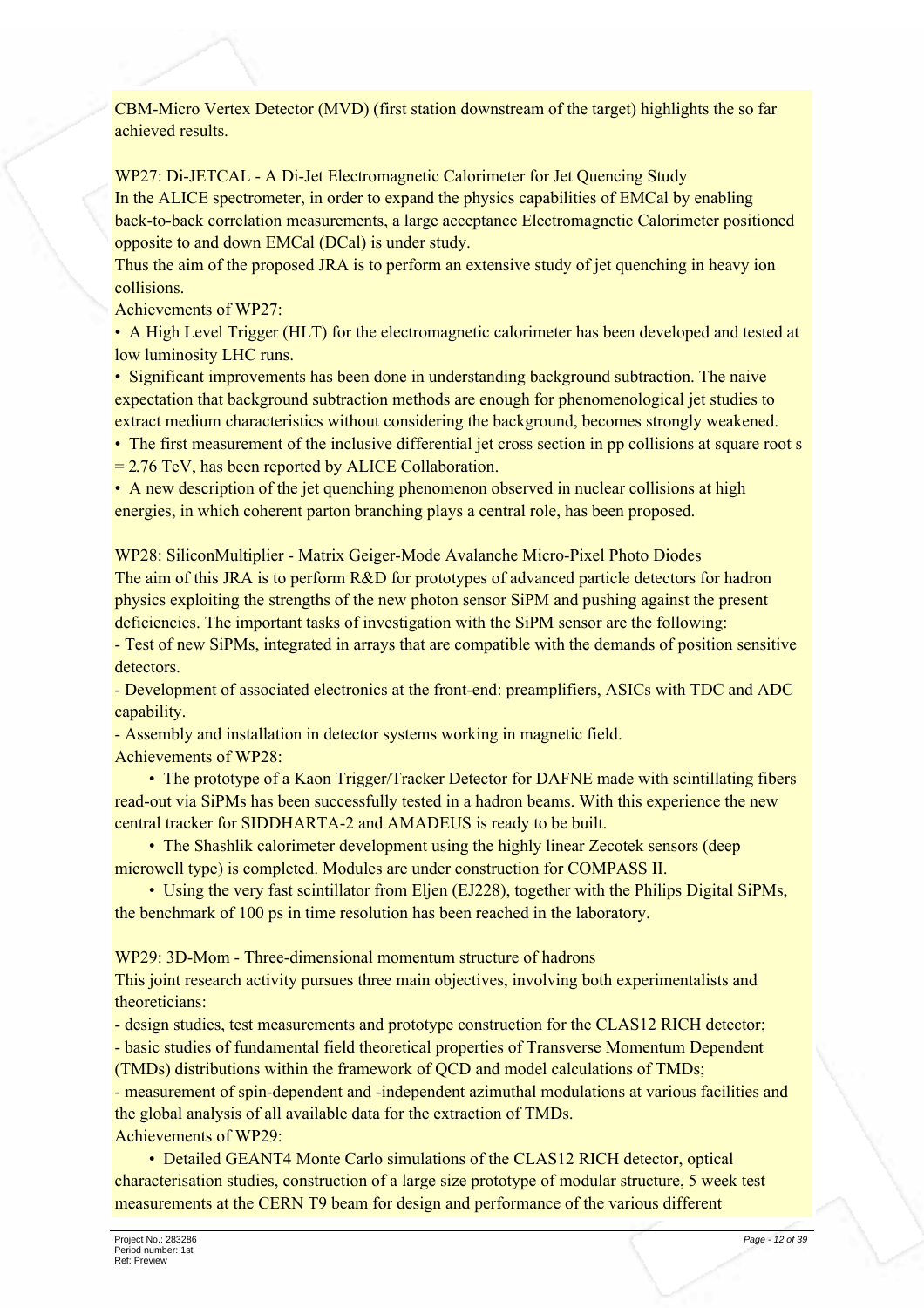CBM-Micro Vertex Detector (MVD) (first station downstream of the target) highlights the so far achieved results.

WP27: Di-JETCAL - A Di-Jet Electromagnetic Calorimeter for Jet Quencing Study

In the ALICE spectrometer, in order to expand the physics capabilities of EMCal by enabling back-to-back correlation measurements, a large acceptance Electromagnetic Calorimeter positioned opposite to and down EMCal (DCal) is under study.

Thus the aim of the proposed JRA is to perform an extensive study of jet quenching in heavy ion collisions.

Achievements of WP27:

• A High Level Trigger (HLT) for the electromagnetic calorimeter has been developed and tested at low luminosity LHC runs.

• Significant improvements has been done in understanding background subtraction. The naive expectation that background subtraction methods are enough for phenomenological jet studies to extract medium characteristics without considering the background, becomes strongly weakened.

• The first measurement of the inclusive differential jet cross section in pp collisions at square root s = 2.76 TeV, has been reported by ALICE Collaboration.

• A new description of the jet quenching phenomenon observed in nuclear collisions at high energies, in which coherent parton branching plays a central role, has been proposed.

WP28: SiliconMultiplier - Matrix Geiger-Mode Avalanche Micro-Pixel Photo Diodes

The aim of this JRA is to perform R&D for prototypes of advanced particle detectors for hadron physics exploiting the strengths of the new photon sensor SiPM and pushing against the present deficiencies. The important tasks of investigation with the SiPM sensor are the following:

- Test of new SiPMs, integrated in arrays that are compatible with the demands of position sensitive detectors.
- Development of associated electronics at the front-end: preamplifiers, ASICs with TDC and ADC capability.
- Assembly and installation in detector systems working in magnetic field.

Achievements of WP28:

• The prototype of a Kaon Trigger/Tracker Detector for DAFNE made with scintillating fibers read-out via SiPMs has been successfully tested in a hadron beams. With this experience the new central tracker for SIDDHARTA-2 and AMADEUS is ready to be built.

• The Shashlik calorimeter development using the highly linear Zecotek sensors (deep microwell type) is completed. Modules are under construction for COMPASS II.

• Using the very fast scintillator from Eljen (EJ228), together with the Philips Digital SiPMs, the benchmark of 100 ps in time resolution has been reached in the laboratory.

WP29: 3D-Mom - Three-dimensional momentum structure of hadrons

This joint research activity pursues three main objectives, involving both experimentalists and theoreticians:

- design studies, test measurements and prototype construction for the CLAS12 RICH detector;
- basic studies of fundamental field theoretical properties of Transverse Momentum Dependent (TMDs) distributions within the framework of QCD and model calculations of TMDs;
- measurement of spin-dependent and -independent azimuthal modulations at various facilities and the global analysis of all available data for the extraction of TMDs.

Achievements of WP29:

• Detailed GEANT4 Monte Carlo simulations of the CLAS12 RICH detector, optical characterisation studies, construction of a large size prototype of modular structure, 5 week test measurements at the CERN T9 beam for design and performance of the various different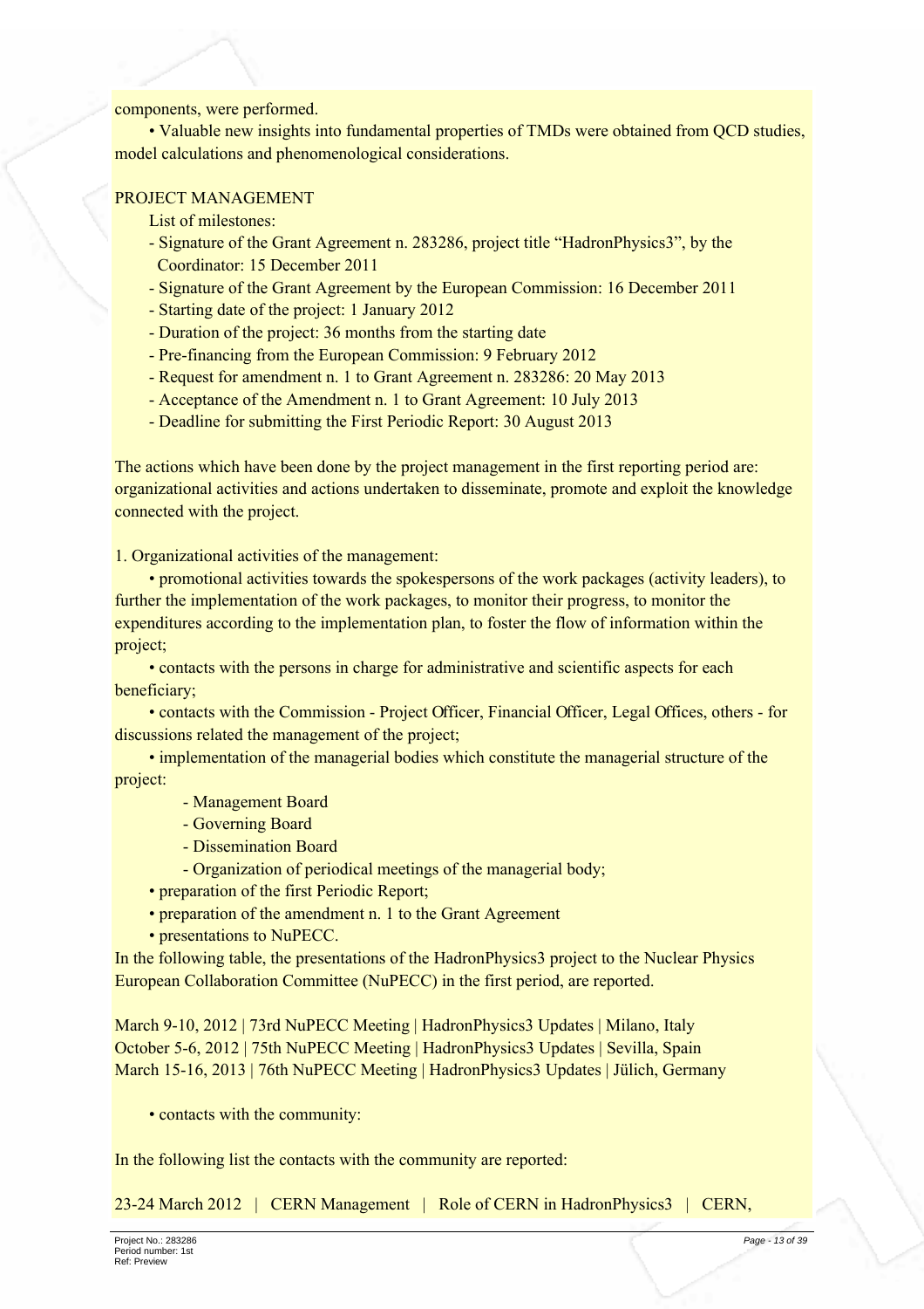components, were performed.

• Valuable new insights into fundamental properties of TMDs were obtained from QCD studies, model calculations and phenomenological considerations.

PROJECT MANAGEMENT

List of milestones:

- Signature of the Grant Agreement n. 283286, project title "HadronPhysics3", by the Coordinator: 15 December 2011
- Signature of the Grant Agreement by the European Commission: 16 December 2011
- Starting date of the project: 1 January 2012
- Duration of the project: 36 months from the starting date
- Pre-financing from the European Commission: 9 February 2012
- Request for amendment n. 1 to Grant Agreement n. 283286: 20 May 2013
- Acceptance of the Amendment n. 1 to Grant Agreement: 10 July 2013
- Deadline for submitting the First Periodic Report: 30 August 2013

The actions which have been done by the project management in the first reporting period are: organizational activities and actions undertaken to disseminate, promote and exploit the knowledge connected with the project.

1. Organizational activities of the management:

• promotional activities towards the spokespersons of the work packages (activity leaders), to further the implementation of the work packages, to monitor their progress, to monitor the expenditures according to the implementation plan, to foster the flow of information within the project;

• contacts with the persons in charge for administrative and scientific aspects for each beneficiary;

• contacts with the Commission - Project Officer, Financial Officer, Legal Offices, others - for discussions related the management of the project;

• implementation of the managerial bodies which constitute the managerial structure of the project:

- Management Board
- Governing Board
- Dissemination Board
- Organization of periodical meetings of the managerial body;

• preparation of the first Periodic Report;

• preparation of the amendment n. 1 to the Grant Agreement

• presentations to NuPECC.

In the following table, the presentations of the HadronPhysics3 project to the Nuclear Physics European Collaboration Committee (NuPECC) in the first period, are reported.

March 9-10, 2012 | 73rd NuPECC Meeting | HadronPhysics3 Updates | Milano, Italy
October 5-6, 2012 | 75th NuPECC Meeting | HadronPhysics3 Updates | Sevilla, Spain
March 15-16, 2013 | 76th NuPECC Meeting | HadronPhysics3 Updates | Jülich, Germany

• contacts with the community:

In the following list the contacts with the community are reported:

23-24 March 2012 | CERN Management | Role of CERN in HadronPhysics3 | CERN,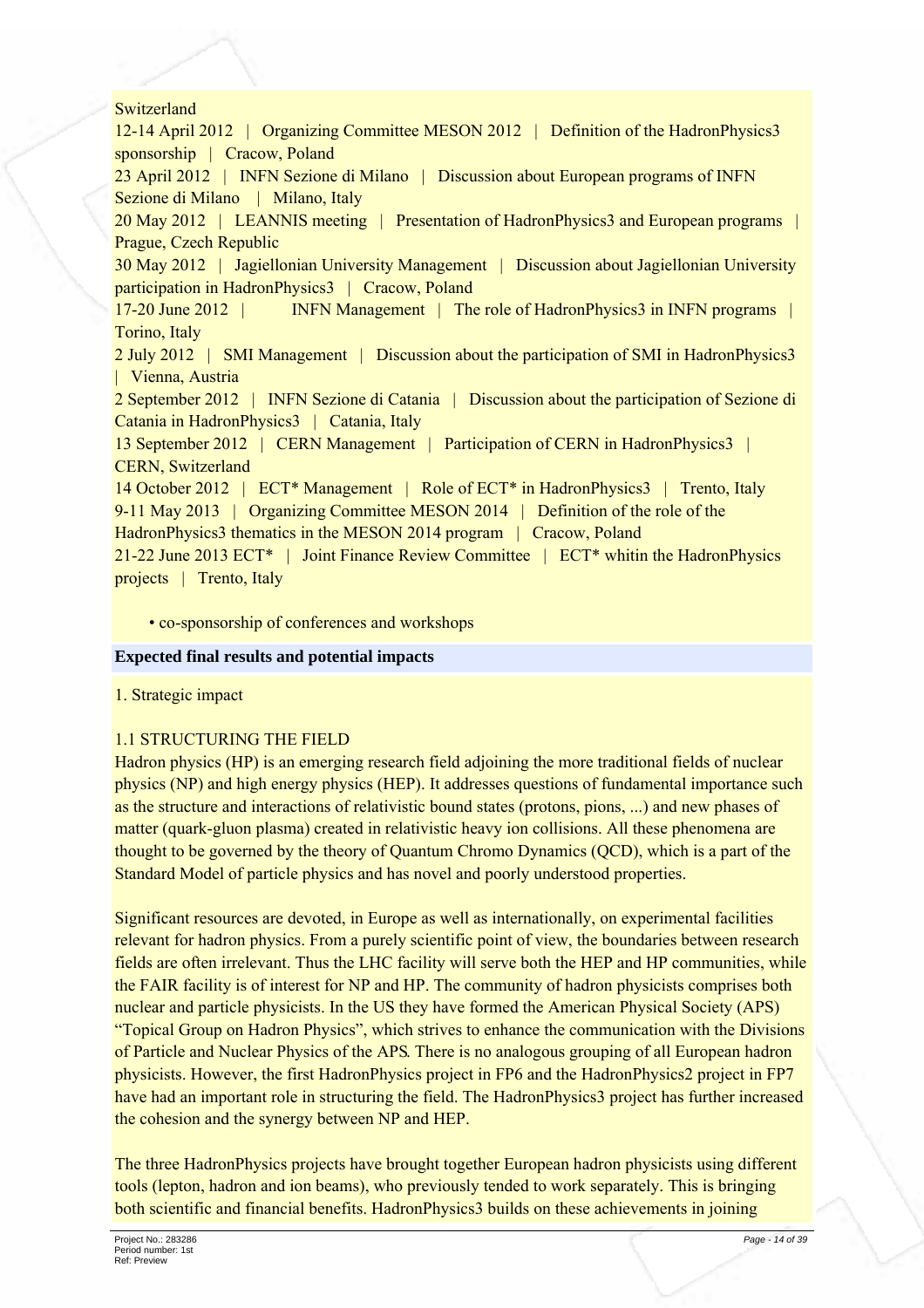Switzerland
12-14 April 2012 | Organizing Committee MESON 2012 | Definition of the HadronPhysics3 sponsorship | Cracow, Poland
23 April 2012 | INFN Sezione di Milano | Discussion about European programs of INFN Sezione di Milano | Milano, Italy
20 May 2012 | LEANNIS meeting | Presentation of HadronPhysics3 and European programs | Prague, Czech Republic
30 May 2012 | Jagiellonian University Management | Discussion about Jagiellonian University participation in HadronPhysics3 | Cracow, Poland
17-20 June 2012 | INFN Management | The role of HadronPhysics3 in INFN programs | Torino, Italy
2 July 2012 | SMI Management | Discussion about the participation of SMI in HadronPhysics3 | Vienna, Austria
2 September 2012 | INFN Sezione di Catania | Discussion about the participation of Sezione di Catania in HadronPhysics3 | Catania, Italy
13 September 2012 | CERN Management | Participation of CERN in HadronPhysics3 | CERN, Switzerland
14 October 2012 | ECT* Management | Role of ECT* in HadronPhysics3 | Trento, Italy
9-11 May 2013 | Organizing Committee MESON 2014 | Definition of the role of the HadronPhysics3 thematics in the MESON 2014 program | Cracow, Poland
21-22 June 2013 ECT* | Joint Finance Review Committee | ECT* whitin the HadronPhysics projects | Trento, Italy

- co-sponsorship of conferences and workshops

## Expected final results and potential impacts

1. Strategic impact

1.1 STRUCTURING THE FIELD

Hadron physics (HP) is an emerging research field adjoining the more traditional fields of nuclear physics (NP) and high energy physics (HEP). It addresses questions of fundamental importance such as the structure and interactions of relativistic bound states (protons, pions, ...) and new phases of matter (quark-gluon plasma) created in relativistic heavy ion collisions. All these phenomena are thought to be governed by the theory of Quantum Chromo Dynamics (QCD), which is a part of the Standard Model of particle physics and has novel and poorly understood properties.

Significant resources are devoted, in Europe as well as internationally, on experimental facilities relevant for hadron physics. From a purely scientific point of view, the boundaries between research fields are often irrelevant. Thus the LHC facility will serve both the HEP and HP communities, while the FAIR facility is of interest for NP and HP. The community of hadron physicists comprises both nuclear and particle physicists. In the US they have formed the American Physical Society (APS) "Topical Group on Hadron Physics", which strives to enhance the communication with the Divisions of Particle and Nuclear Physics of the APS. There is no analogous grouping of all European hadron physicists. However, the first HadronPhysics project in FP6 and the HadronPhysics2 project in FP7 have had an important role in structuring the field. The HadronPhysics3 project has further increased the cohesion and the synergy between NP and HEP.

The three HadronPhysics projects have brought together European hadron physicists using different tools (lepton, hadron and ion beams), who previously tended to work separately. This is bringing both scientific and financial benefits. HadronPhysics3 builds on these achievements in joining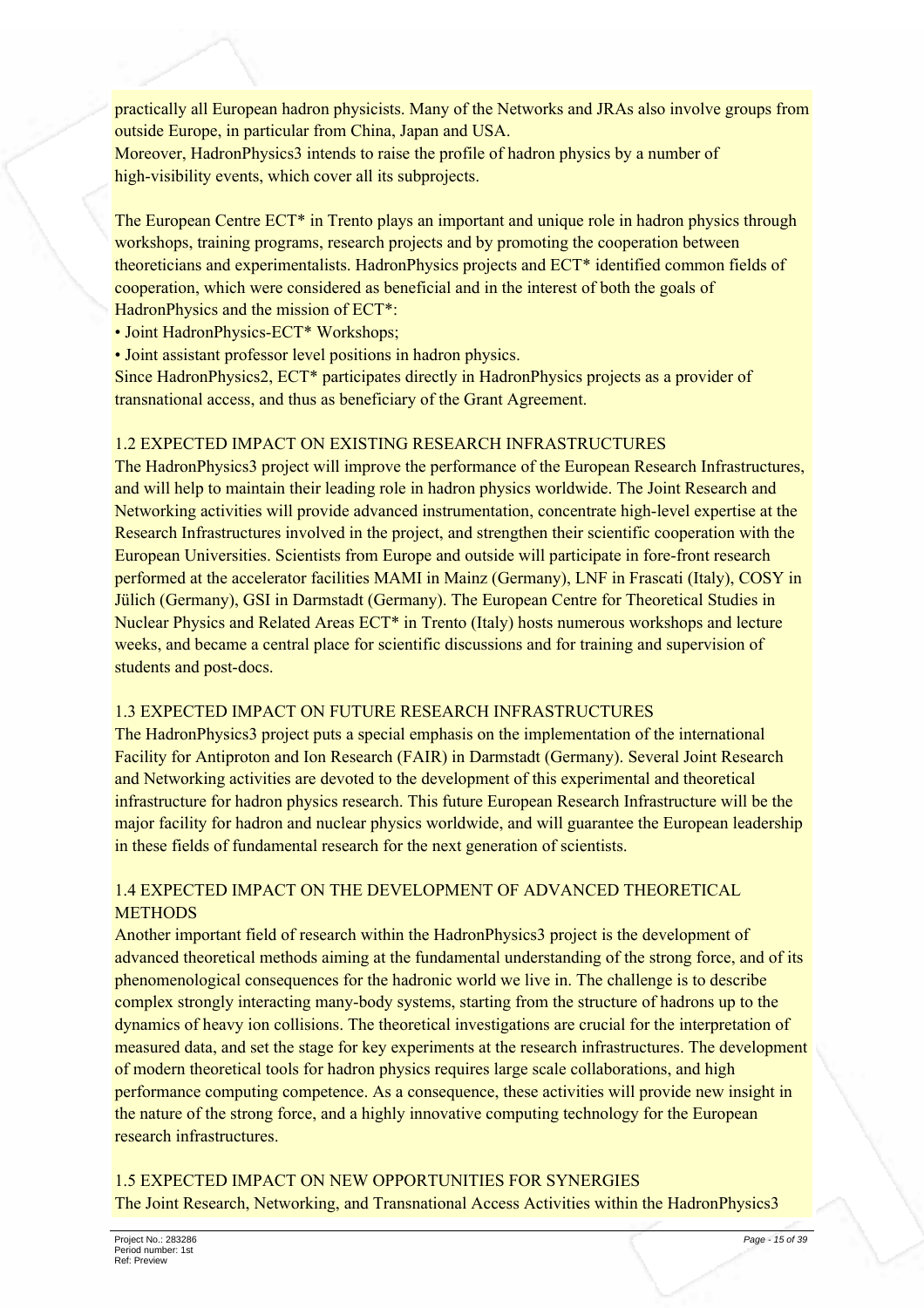practically all European hadron physicists. Many of the Networks and JRAs also involve groups from outside Europe, in particular from China, Japan and USA.
Moreover, HadronPhysics3 intends to raise the profile of hadron physics by a number of high-visibility events, which cover all its subprojects.

The European Centre ECT* in Trento plays an important and unique role in hadron physics through workshops, training programs, research projects and by promoting the cooperation between theoreticians and experimentalists. HadronPhysics projects and ECT* identified common fields of cooperation, which were considered as beneficial and in the interest of both the goals of HadronPhysics and the mission of ECT*:

- Joint HadronPhysics-ECT* Workshops;
- Joint assistant professor level positions in hadron physics.

Since HadronPhysics2, ECT* participates directly in HadronPhysics projects as a provider of transnational access, and thus as beneficiary of the Grant Agreement.

## 1.2 EXPECTED IMPACT ON EXISTING RESEARCH INFRASTRUCTURES

The HadronPhysics3 project will improve the performance of the European Research Infrastructures, and will help to maintain their leading role in hadron physics worldwide. The Joint Research and Networking activities will provide advanced instrumentation, concentrate high-level expertise at the Research Infrastructures involved in the project, and strengthen their scientific cooperation with the European Universities. Scientists from Europe and outside will participate in fore-front research performed at the accelerator facilities MAMI in Mainz (Germany), LNF in Frascati (Italy), COSY in Jülich (Germany), GSI in Darmstadt (Germany). The European Centre for Theoretical Studies in Nuclear Physics and Related Areas ECT* in Trento (Italy) hosts numerous workshops and lecture weeks, and became a central place for scientific discussions and for training and supervision of students and post-docs.

## 1.3 EXPECTED IMPACT ON FUTURE RESEARCH INFRASTRUCTURES

The HadronPhysics3 project puts a special emphasis on the implementation of the international Facility for Antiproton and Ion Research (FAIR) in Darmstadt (Germany). Several Joint Research and Networking activities are devoted to the development of this experimental and theoretical infrastructure for hadron physics research. This future European Research Infrastructure will be the major facility for hadron and nuclear physics worldwide, and will guarantee the European leadership in these fields of fundamental research for the next generation of scientists.

## 1.4 EXPECTED IMPACT ON THE DEVELOPMENT OF ADVANCED THEORETICAL METHODS

Another important field of research within the HadronPhysics3 project is the development of advanced theoretical methods aiming at the fundamental understanding of the strong force, and of its phenomenological consequences for the hadronic world we live in. The challenge is to describe complex strongly interacting many-body systems, starting from the structure of hadrons up to the dynamics of heavy ion collisions. The theoretical investigations are crucial for the interpretation of measured data, and set the stage for key experiments at the research infrastructures. The development of modern theoretical tools for hadron physics requires large scale collaborations, and high performance computing competence. As a consequence, these activities will provide new insight in the nature of the strong force, and a highly innovative computing technology for the European research infrastructures.

## 1.5 EXPECTED IMPACT ON NEW OPPORTUNITIES FOR SYNERGIES

The Joint Research, Networking, and Transnational Access Activities within the HadronPhysics3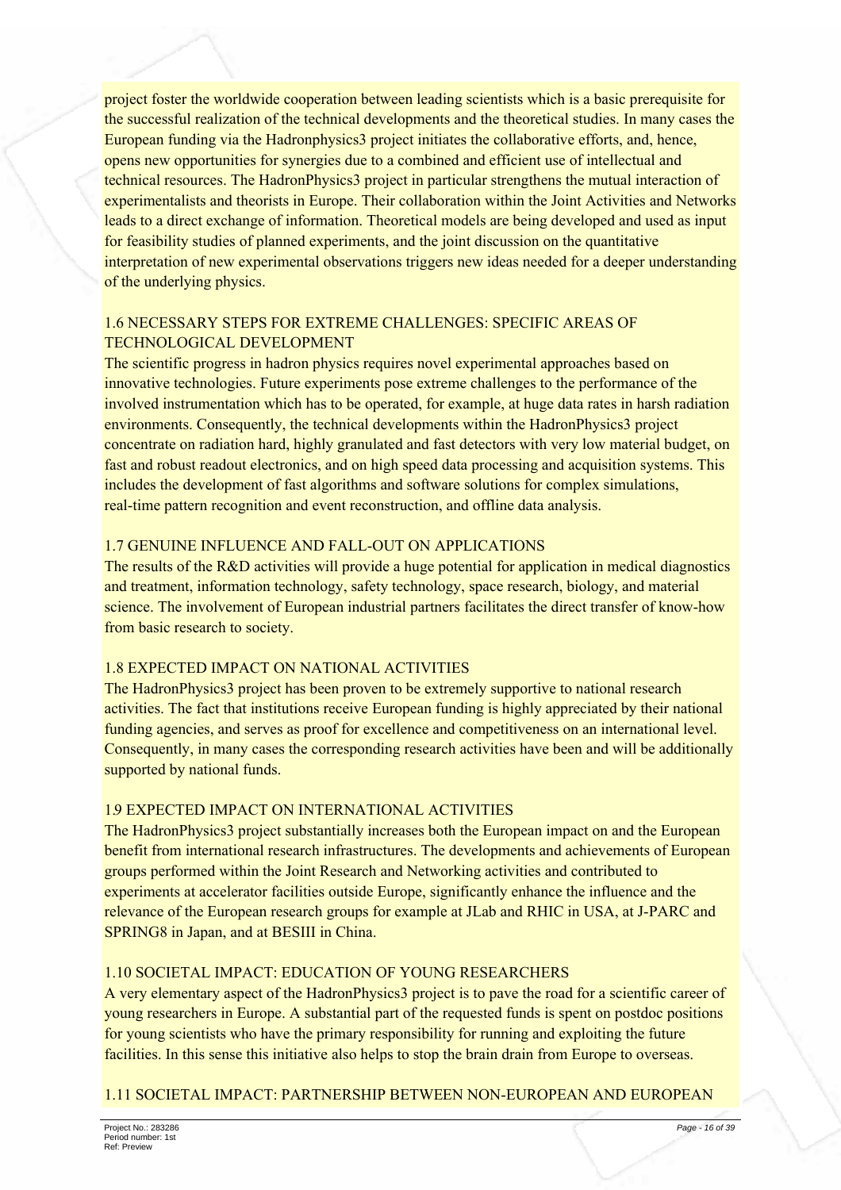project foster the worldwide cooperation between leading scientists which is a basic prerequisite for the successful realization of the technical developments and the theoretical studies. In many cases the European funding via the Hadronphysics3 project initiates the collaborative efforts, and, hence, opens new opportunities for synergies due to a combined and efficient use of intellectual and technical resources. The HadronPhysics3 project in particular strengthens the mutual interaction of experimentalists and theorists in Europe. Their collaboration within the Joint Activities and Networks leads to a direct exchange of information. Theoretical models are being developed and used as input for feasibility studies of planned experiments, and the joint discussion on the quantitative interpretation of new experimental observations triggers new ideas needed for a deeper understanding of the underlying physics.

## 1.6 NECESSARY STEPS FOR EXTREME CHALLENGES: SPECIFIC AREAS OF TECHNOLOGICAL DEVELOPMENT

The scientific progress in hadron physics requires novel experimental approaches based on innovative technologies. Future experiments pose extreme challenges to the performance of the involved instrumentation which has to be operated, for example, at huge data rates in harsh radiation environments. Consequently, the technical developments within the HadronPhysics3 project concentrate on radiation hard, highly granulated and fast detectors with very low material budget, on fast and robust readout electronics, and on high speed data processing and acquisition systems. This includes the development of fast algorithms and software solutions for complex simulations, real-time pattern recognition and event reconstruction, and offline data analysis.

## 1.7 GENUINE INFLUENCE AND FALL-OUT ON APPLICATIONS

The results of the R&D activities will provide a huge potential for application in medical diagnostics and treatment, information technology, safety technology, space research, biology, and material science. The involvement of European industrial partners facilitates the direct transfer of know-how from basic research to society.

## 1.8 EXPECTED IMPACT ON NATIONAL ACTIVITIES

The HadronPhysics3 project has been proven to be extremely supportive to national research activities. The fact that institutions receive European funding is highly appreciated by their national funding agencies, and serves as proof for excellence and competitiveness on an international level. Consequently, in many cases the corresponding research activities have been and will be additionally supported by national funds.

## 1.9 EXPECTED IMPACT ON INTERNATIONAL ACTIVITIES

The HadronPhysics3 project substantially increases both the European impact on and the European benefit from international research infrastructures. The developments and achievements of European groups performed within the Joint Research and Networking activities and contributed to experiments at accelerator facilities outside Europe, significantly enhance the influence and the relevance of the European research groups for example at JLab and RHIC in USA, at J-PARC and SPRING8 in Japan, and at BESIII in China.

## 1.10 SOCIETAL IMPACT: EDUCATION OF YOUNG RESEARCHERS

A very elementary aspect of the HadronPhysics3 project is to pave the road for a scientific career of young researchers in Europe. A substantial part of the requested funds is spent on postdoc positions for young scientists who have the primary responsibility for running and exploiting the future facilities. In this sense this initiative also helps to stop the brain drain from Europe to overseas.

## 1.11 SOCIETAL IMPACT: PARTNERSHIP BETWEEN NON-EUROPEAN AND EUROPEAN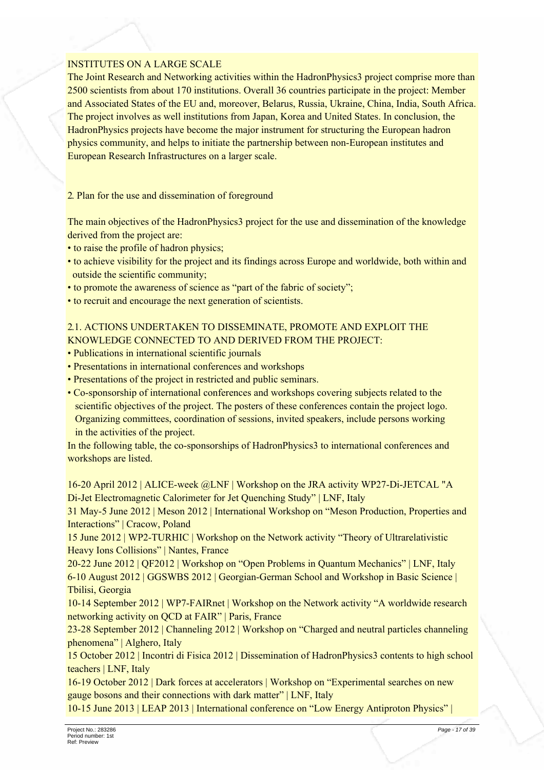INSTITUTES ON A LARGE SCALE

The Joint Research and Networking activities within the HadronPhysics3 project comprise more than 2500 scientists from about 170 institutions. Overall 36 countries participate in the project: Member and Associated States of the EU and, moreover, Belarus, Russia, Ukraine, China, India, South Africa. The project involves as well institutions from Japan, Korea and United States. In conclusion, the HadronPhysics projects have become the major instrument for structuring the European hadron physics community, and helps to initiate the partnership between non-European institutes and European Research Infrastructures on a larger scale.

## 2. Plan for the use and dissemination of foreground

The main objectives of the HadronPhysics3 project for the use and dissemination of the knowledge derived from the project are:

- to raise the profile of hadron physics;
- to achieve visibility for the project and its findings across Europe and worldwide, both within and outside the scientific community;
- to promote the awareness of science as "part of the fabric of society";
- to recruit and encourage the next generation of scientists.

### 2.1. ACTIONS UNDERTAKEN TO DISSEMINATE, PROMOTE AND EXPLOIT THE KNOWLEDGE CONNECTED TO AND DERIVED FROM THE PROJECT:

- Publications in international scientific journals
- Presentations in international conferences and workshops
- Presentations of the project in restricted and public seminars.
- Co-sponsorship of international conferences and workshops covering subjects related to the scientific objectives of the project. The posters of these conferences contain the project logo. Organizing committees, coordination of sessions, invited speakers, include persons working in the activities of the project.

In the following table, the co-sponsorships of HadronPhysics3 to international conferences and workshops are listed.

16-20 April 2012 | ALICE-week @LNF | Workshop on the JRA activity WP27-Di-JETCAL "A Di-Jet Electromagnetic Calorimeter for Jet Quenching Study" | LNF, Italy
31 May-5 June 2012 | Meson 2012 | International Workshop on "Meson Production, Properties and Interactions" | Cracow, Poland
15 June 2012 | WP2-TURHIC | Workshop on the Network activity "Theory of Ultrarelativistic Heavy Ions Collisions" | Nantes, France
20-22 June 2012 | QF2012 | Workshop on "Open Problems in Quantum Mechanics" | LNF, Italy
6-10 August 2012 | GGSWBS 2012 | Georgian-German School and Workshop in Basic Science | Tbilisi, Georgia
10-14 September 2012 | WP7-FAIRnet | Workshop on the Network activity "A worldwide research networking activity on QCD at FAIR" | Paris, France
23-28 September 2012 | Channeling 2012 | Workshop on "Charged and neutral particles channeling phenomena" | Alghero, Italy
15 October 2012 | Incontri di Fisica 2012 | Dissemination of HadronPhysics3 contents to high school teachers | LNF, Italy
16-19 October 2012 | Dark forces at accelerators | Workshop on "Experimental searches on new gauge bosons and their connections with dark matter" | LNF, Italy
10-15 June 2013 | LEAP 2013 | International conference on "Low Energy Antiproton Physics" |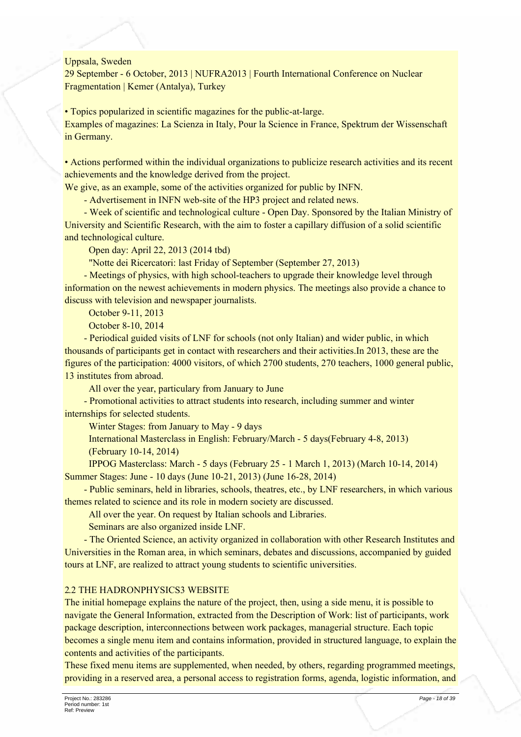Uppsala, Sweden
29 September - 6 October, 2013 | NUFRA2013 | Fourth International Conference on Nuclear Fragmentation | Kemer (Antalya), Turkey

• Topics popularized in scientific magazines for the public-at-large.
Examples of magazines: La Scienza in Italy, Pour la Science in France, Spektrum der Wissenschaft in Germany.

• Actions performed within the individual organizations to publicize research activities and its recent achievements and the knowledge derived from the project.
We give, as an example, some of the activities organized for public by INFN.

- Advertisement in INFN web-site of the HP3 project and related news.
- Week of scientific and technological culture - Open Day. Sponsored by the Italian Ministry of University and Scientific Research, with the aim to foster a capillary diffusion of a solid scientific and technological culture.
  Open day: April 22, 2013 (2014 tbd)
  "Notte dei Ricercatori: last Friday of September (September 27, 2013)
- Meetings of physics, with high school-teachers to upgrade their knowledge level through information on the newest achievements in modern physics. The meetings also provide a chance to discuss with television and newspaper journalists.
  October 9-11, 2013
  October 8-10, 2014
- Periodical guided visits of LNF for schools (not only Italian) and wider public, in which thousands of participants get in contact with researchers and their activities.In 2013, these are the figures of the participation: 4000 visitors, of which 2700 students, 270 teachers, 1000 general public, 13 institutes from abroad.
  All over the year, particulary from January to June
- Promotional activities to attract students into research, including summer and winter internships for selected students.
  Winter Stages: from January to May - 9 days
  International Masterclass in English: February/March - 5 days(February 4-8, 2013) (February 10-14, 2014)
  IPPOG Masterclass: March - 5 days (February 25 - 1 March 1, 2013) (March 10-14, 2014)
  Summer Stages: June - 10 days (June 10-21, 2013) (June 16-28, 2014)
- Public seminars, held in libraries, schools, theatres, etc., by LNF researchers, in which various themes related to science and its role in modern society are discussed.
  All over the year. On request by Italian schools and Libraries.
  Seminars are also organized inside LNF.
- The Oriented Science, an activity organized in collaboration with other Research Institutes and Universities in the Roman area, in which seminars, debates and discussions, accompanied by guided tours at LNF, are realized to attract young students to scientific universities.

## 2.2 THE HADRONPHYSICS3 WEBSITE

The initial homepage explains the nature of the project, then, using a side menu, it is possible to navigate the General Information, extracted from the Description of Work: list of participants, work package description, interconnections between work packages, managerial structure. Each topic becomes a single menu item and contains information, provided in structured language, to explain the contents and activities of the participants.

These fixed menu items are supplemented, when needed, by others, regarding programmed meetings, providing in a reserved area, a personal access to registration forms, agenda, logistic information, and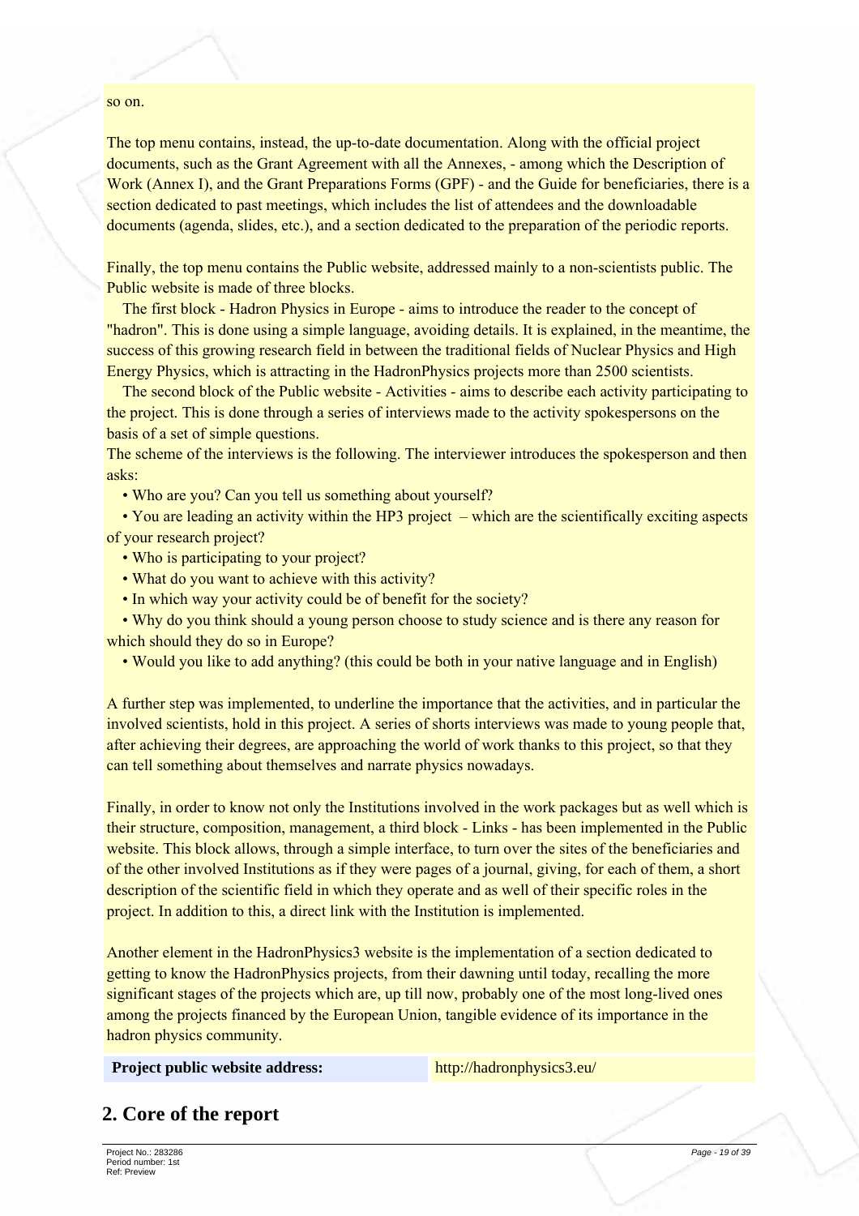so on.

The top menu contains, instead, the up-to-date documentation. Along with the official project documents, such as the Grant Agreement with all the Annexes, - among which the Description of Work (Annex I), and the Grant Preparations Forms (GPF) - and the Guide for beneficiaries, there is a section dedicated to past meetings, which includes the list of attendees and the downloadable documents (agenda, slides, etc.), and a section dedicated to the preparation of the periodic reports.

Finally, the top menu contains the Public website, addressed mainly to a non-scientists public. The Public website is made of three blocks.

The first block - Hadron Physics in Europe - aims to introduce the reader to the concept of "hadron". This is done using a simple language, avoiding details. It is explained, in the meantime, the success of this growing research field in between the traditional fields of Nuclear Physics and High Energy Physics, which is attracting in the HadronPhysics projects more than 2500 scientists.

The second block of the Public website - Activities - aims to describe each activity participating to the project. This is done through a series of interviews made to the activity spokespersons on the basis of a set of simple questions.
The scheme of the interviews is the following. The interviewer introduces the spokesperson and then asks:

- Who are you? Can you tell us something about yourself?
- You are leading an activity within the HP3 project – which are the scientifically exciting aspects of your research project?
- Who is participating to your project?
- What do you want to achieve with this activity?
- In which way your activity could be of benefit for the society?
- Why do you think should a young person choose to study science and is there any reason for which should they do so in Europe?
- Would you like to add anything? (this could be both in your native language and in English)

A further step was implemented, to underline the importance that the activities, and in particular the involved scientists, hold in this project. A series of shorts interviews was made to young people that, after achieving their degrees, are approaching the world of work thanks to this project, so that they can tell something about themselves and narrate physics nowadays.

Finally, in order to know not only the Institutions involved in the work packages but as well which is their structure, composition, management, a third block - Links - has been implemented in the Public website. This block allows, through a simple interface, to turn over the sites of the beneficiaries and of the other involved Institutions as if they were pages of a journal, giving, for each of them, a short description of the scientific field in which they operate and as well of their specific roles in the project. In addition to this, a direct link with the Institution is implemented.

Another element in the HadronPhysics3 website is the implementation of a section dedicated to getting to know the HadronPhysics projects, from their dawning until today, recalling the more significant stages of the projects which are, up till now, probably one of the most long-lived ones among the projects financed by the European Union, tangible evidence of its importance in the hadron physics community.

| **Project public website address:** | http://hadronphysics3.eu/ |
|---|---|

## 2. Core of the report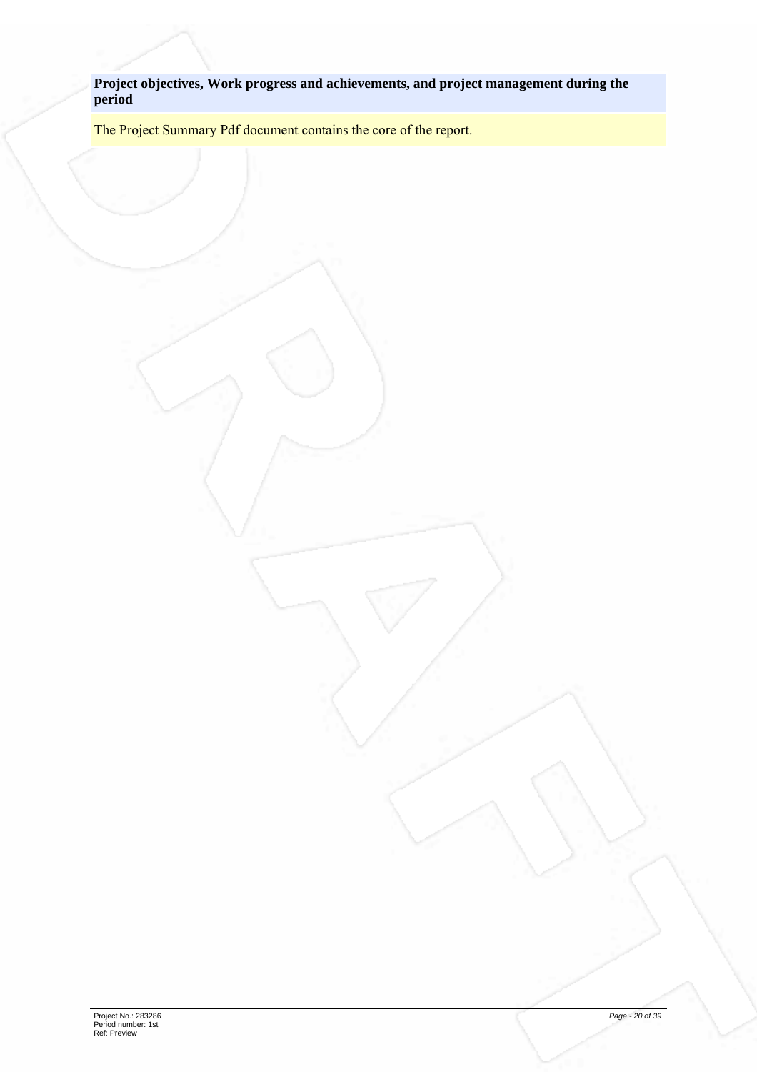**Project objectives, Work progress and achievements, and project management during the period**

The Project Summary Pdf document contains the core of the report.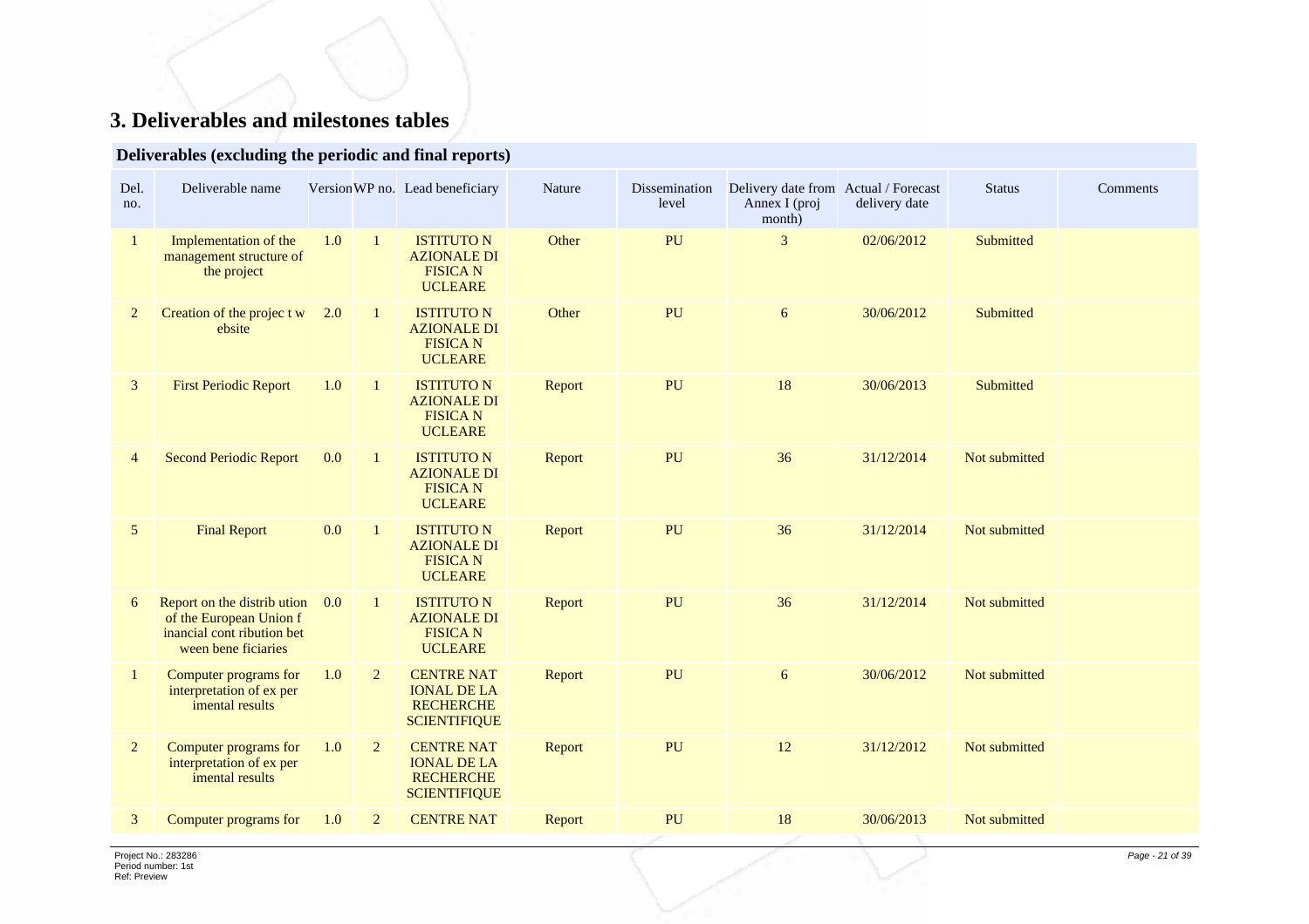# 3. Deliverables and milestones tables

## Deliverables (excluding the periodic and final reports)

| Del. no. | Deliverable name | Version | WP no. | Lead beneficiary | Nature | Dissemination level | Delivery date from Annex I (proj month) | Actual / Forecast delivery date | Status | Comments |
|---|---|---|---|---|---|---|---|---|---|---|
| 1 | Implementation of the management structure of the project | 1.0 | 1 | ISTITUTO N AZIONALE DI FISICA N UCLEARE | Other | PU | 3 | 02/06/2012 | Submitted | |
| 2 | Creation of the projec t w ebsite | 2.0 | 1 | ISTITUTO N AZIONALE DI FISICA N UCLEARE | Other | PU | 6 | 30/06/2012 | Submitted | |
| 3 | First Periodic Report | 1.0 | 1 | ISTITUTO N AZIONALE DI FISICA N UCLEARE | Report | PU | 18 | 30/06/2013 | Submitted | |
| 4 | Second Periodic Report | 0.0 | 1 | ISTITUTO N AZIONALE DI FISICA N UCLEARE | Report | PU | 36 | 31/12/2014 | Not submitted | |
| 5 | Final Report | 0.0 | 1 | ISTITUTO N AZIONALE DI FISICA N UCLEARE | Report | PU | 36 | 31/12/2014 | Not submitted | |
| 6 | Report on the distrib ution of the European Union f inancial cont ribution bet ween bene ficiaries | 0.0 | 1 | ISTITUTO N AZIONALE DI FISICA N UCLEARE | Report | PU | 36 | 31/12/2014 | Not submitted | |
| 1 | Computer programs for interpretation of ex per imental results | 1.0 | 2 | CENTRE NAT IONAL DE LA RECHERCHE SCIENTIFIQUE | Report | PU | 6 | 30/06/2012 | Not submitted | |
| 2 | Computer programs for interpretation of ex per imental results | 1.0 | 2 | CENTRE NAT IONAL DE LA RECHERCHE SCIENTIFIQUE | Report | PU | 12 | 31/12/2012 | Not submitted | |
| 3 | Computer programs for | 1.0 | 2 | CENTRE NAT | Report | PU | 18 | 30/06/2013 | Not submitted | |

Project No.: 283286
Period number: 1st
Ref: Preview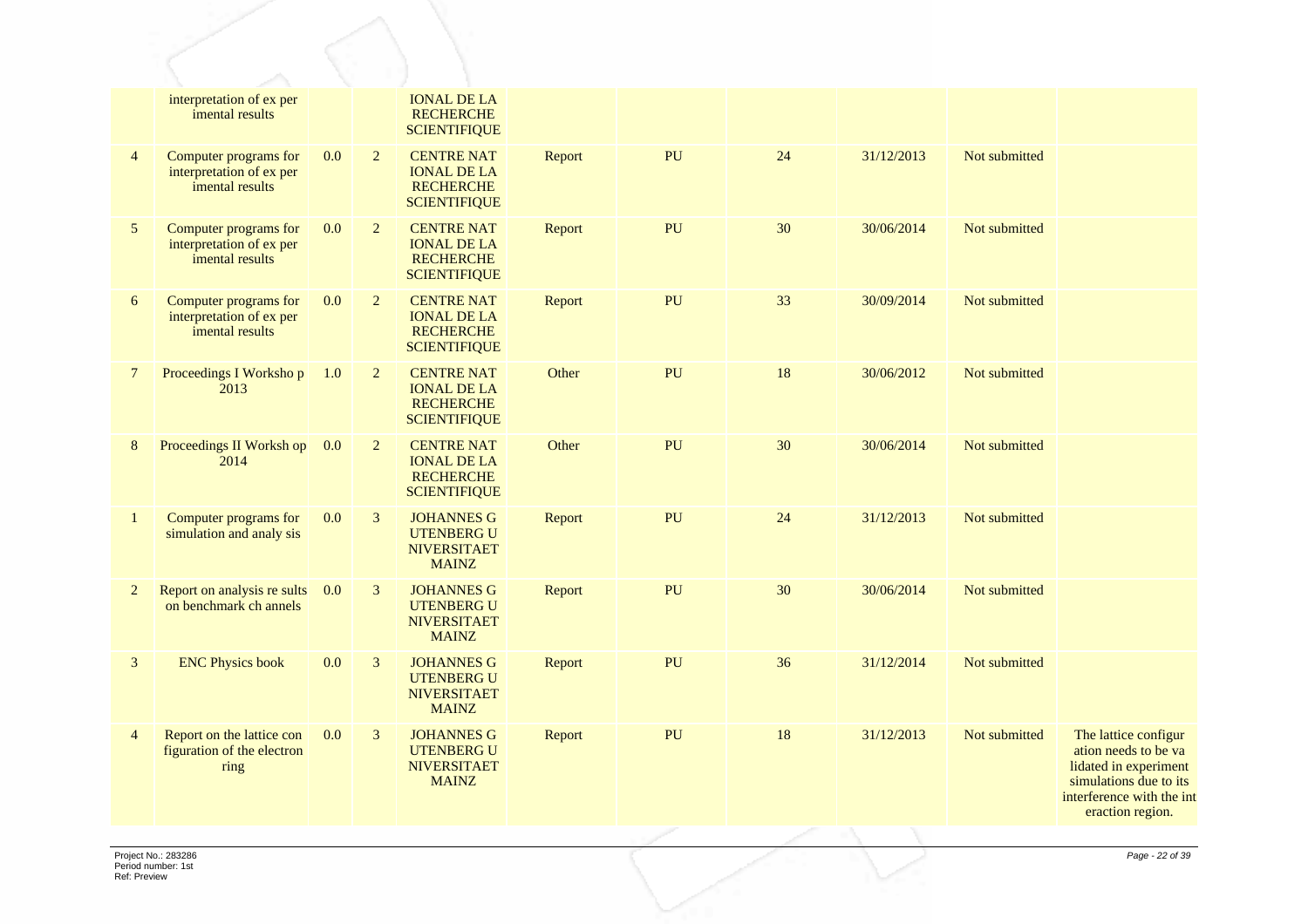| | | | | | | | | | | |
|---|---|---|---|---|---|---|---|---|---|---|
| | interpretation of ex per imental results | | | IONAL DE LA RECHERCHE SCIENTIFIQUE | | | | | | |
| 4 | Computer programs for interpretation of ex per imental results | 0.0 | 2 | CENTRE NAT IONAL DE LA RECHERCHE SCIENTIFIQUE | Report | PU | 24 | 31/12/2013 | Not submitted | |
| 5 | Computer programs for interpretation of ex per imental results | 0.0 | 2 | CENTRE NAT IONAL DE LA RECHERCHE SCIENTIFIQUE | Report | PU | 30 | 30/06/2014 | Not submitted | |
| 6 | Computer programs for interpretation of ex per imental results | 0.0 | 2 | CENTRE NAT IONAL DE LA RECHERCHE SCIENTIFIQUE | Report | PU | 33 | 30/09/2014 | Not submitted | |
| 7 | Proceedings I Worksho p 2013 | 1.0 | 2 | CENTRE NAT IONAL DE LA RECHERCHE SCIENTIFIQUE | Other | PU | 18 | 30/06/2012 | Not submitted | |
| 8 | Proceedings II Worksh op 2014 | 0.0 | 2 | CENTRE NAT IONAL DE LA RECHERCHE SCIENTIFIQUE | Other | PU | 30 | 30/06/2014 | Not submitted | |
| 1 | Computer programs for simulation and analy sis | 0.0 | 3 | JOHANNES G UTENBERG U NIVERSITAET MAINZ | Report | PU | 24 | 31/12/2013 | Not submitted | |
| 2 | Report on analysis re sults on benchmark ch annels | 0.0 | 3 | JOHANNES G UTENBERG U NIVERSITAET MAINZ | Report | PU | 30 | 30/06/2014 | Not submitted | |
| 3 | ENC Physics book | 0.0 | 3 | JOHANNES G UTENBERG U NIVERSITAET MAINZ | Report | PU | 36 | 31/12/2014 | Not submitted | |
| 4 | Report on the lattice con figuration of the electron ring | 0.0 | 3 | JOHANNES G UTENBERG U NIVERSITAET MAINZ | Report | PU | 18 | 31/12/2013 | Not submitted | The lattice configur ation needs to be va lidated in experiment simulations due to its interference with the int eraction region. |

Project No.: 283286
Period number: 1st
Ref: Preview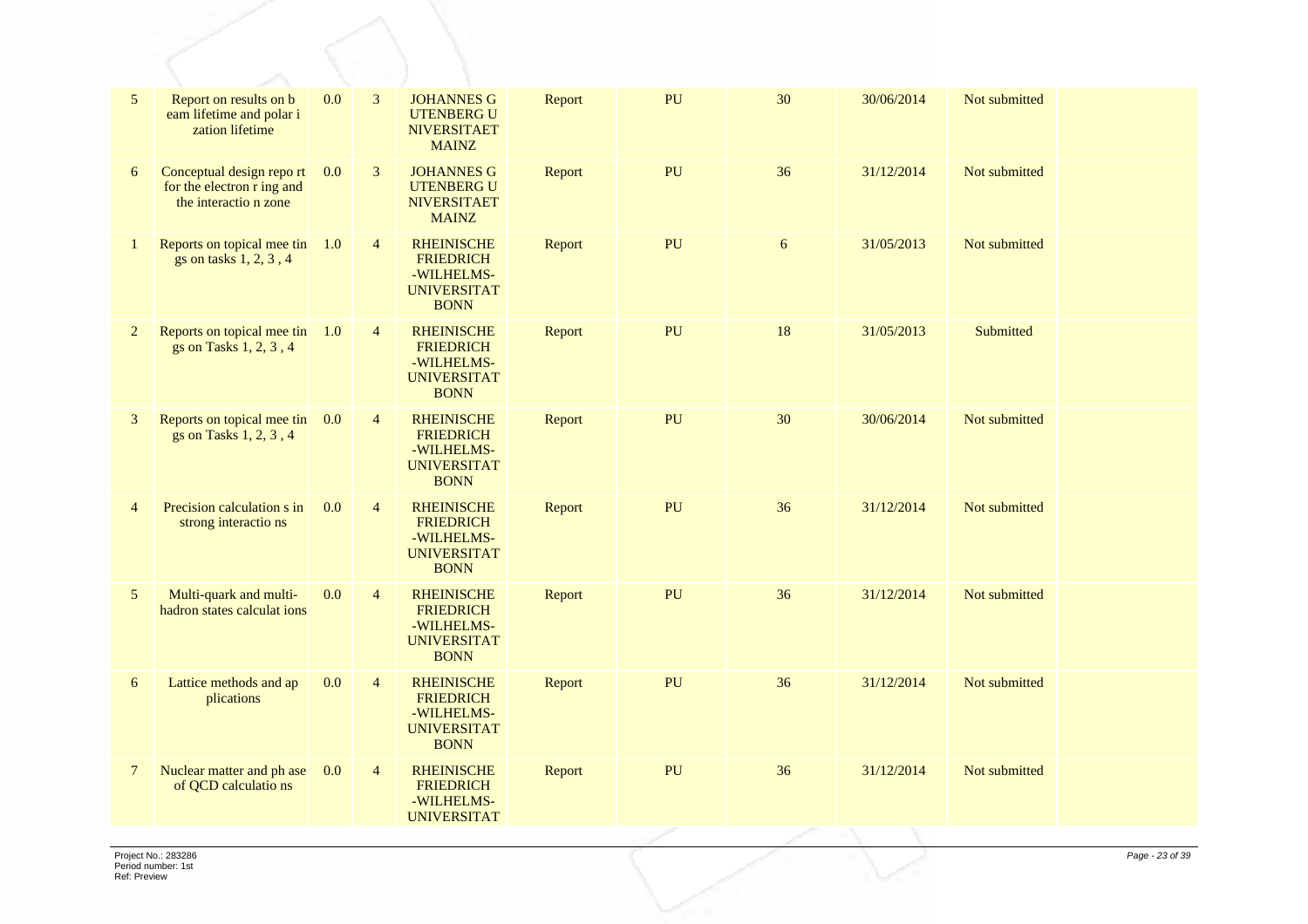| | | | | | | | | | | |
|---|---|---|---|---|---|---|---|---|---|---|
| 5 | Report on results on b eam lifetime and polar i zation lifetime | 0.0 | 3 | JOHANNES G UTENBERG U NIVERSITAET MAINZ | Report | PU | 30 | 30/06/2014 | Not submitted | |
| 6 | Conceptual design repo rt for the electron r ing and the interactio n zone | 0.0 | 3 | JOHANNES G UTENBERG U NIVERSITAET MAINZ | Report | PU | 36 | 31/12/2014 | Not submitted | |
| 1 | Reports on topical mee tin gs on tasks 1, 2, 3 , 4 | 1.0 | 4 | RHEINISCHE FRIEDRICH -WILHELMS- UNIVERSITAT BONN | Report | PU | 6 | 31/05/2013 | Not submitted | |
| 2 | Reports on topical mee tin gs on Tasks 1, 2, 3 , 4 | 1.0 | 4 | RHEINISCHE FRIEDRICH -WILHELMS- UNIVERSITAT BONN | Report | PU | 18 | 31/05/2013 | Submitted | |
| 3 | Reports on topical mee tin gs on Tasks 1, 2, 3 , 4 | 0.0 | 4 | RHEINISCHE FRIEDRICH -WILHELMS- UNIVERSITAT BONN | Report | PU | 30 | 30/06/2014 | Not submitted | |
| 4 | Precision calculation s in strong interactio ns | 0.0 | 4 | RHEINISCHE FRIEDRICH -WILHELMS- UNIVERSITAT BONN | Report | PU | 36 | 31/12/2014 | Not submitted | |
| 5 | Multi-quark and multi-hadron states calculat ions | 0.0 | 4 | RHEINISCHE FRIEDRICH -WILHELMS- UNIVERSITAT BONN | Report | PU | 36 | 31/12/2014 | Not submitted | |
| 6 | Lattice methods and ap plications | 0.0 | 4 | RHEINISCHE FRIEDRICH -WILHELMS- UNIVERSITAT BONN | Report | PU | 36 | 31/12/2014 | Not submitted | |
| 7 | Nuclear matter and ph ase of QCD calculatio ns | 0.0 | 4 | RHEINISCHE FRIEDRICH -WILHELMS- UNIVERSITAT | Report | PU | 36 | 31/12/2014 | Not submitted | |

Project No.: 283286
Period number: 1st
Ref: Preview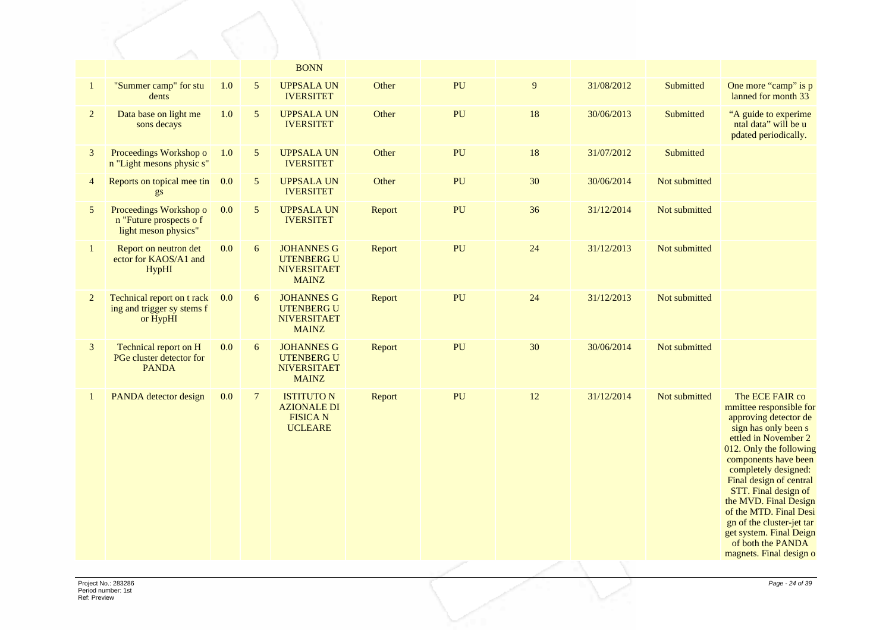| | | | | BONN | | | | | | |
|---|---|---|---|---|---|---|---|---|---|---|
| 1 | "Summer camp" for students | 1.0 | 5 | UPPSALA UNIVERSITET | Other | PU | 9 | 31/08/2012 | Submitted | One more "camp" is planned for month 33 |
| 2 | Data base on light mesons decays | 1.0 | 5 | UPPSALA UNIVERSITET | Other | PU | 18 | 30/06/2013 | Submitted | "A guide to experimental data" will be updated periodically. |
| 3 | Proceedings Workshop on "Light mesons physics" | 1.0 | 5 | UPPSALA UNIVERSITET | Other | PU | 18 | 31/07/2012 | Submitted | |
| 4 | Reports on topical meetings | 0.0 | 5 | UPPSALA UNIVERSITET | Other | PU | 30 | 30/06/2014 | Not submitted | |
| 5 | Proceedings Workshop on "Future prospects of light meson physics" | 0.0 | 5 | UPPSALA UNIVERSITET | Report | PU | 36 | 31/12/2014 | Not submitted | |
| 1 | Report on neutron detector for KAOS/A1 and HypHI | 0.0 | 6 | JOHANNES GUTENBERG UNIVERSITAET MAINZ | Report | PU | 24 | 31/12/2013 | Not submitted | |
| 2 | Technical report on tracking and trigger systems for HypHI | 0.0 | 6 | JOHANNES GUTENBERG UNIVERSITAET MAINZ | Report | PU | 24 | 31/12/2013 | Not submitted | |
| 3 | Technical report on HPGe cluster detector for PANDA | 0.0 | 6 | JOHANNES GUTENBERG UNIVERSITAET MAINZ | Report | PU | 30 | 30/06/2014 | Not submitted | |
| 1 | PANDA detector design | 0.0 | 7 | ISTITUTO NAZIONALE DI FISICA NUCLEARE | Report | PU | 12 | 31/12/2014 | Not submitted | The ECE FAIR committee responsible for approving detector design has only been settled in November 2012. Only the following components have been completely designed: Final design of central STT. Final design of the MVD. Final Design of the MTD. Final Design of the cluster-jet target system. Final Deign of both the PANDA magnets. Final design o |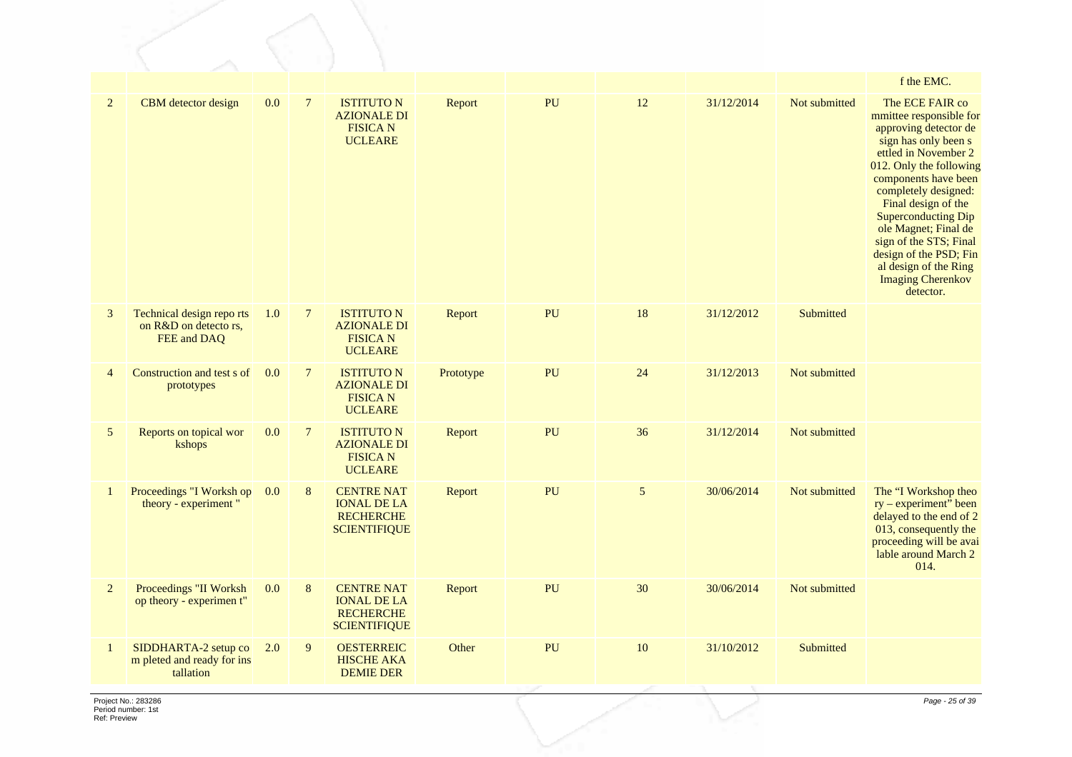| | | | | | | | | | | |
|---|---|---|---|---|---|---|---|---|---|---|
| | | | | | | | | | | f the EMC. |
| 2 | CBM detector design | 0.0 | 7 | ISTITUTO NAZIONALE DI FISICA NUCLEARE | Report | PU | 12 | 31/12/2014 | Not submitted | The ECE FAIR committee responsible for approving detector design has only been settled in November 2012. Only the following components have been completely designed: Final design of the Superconducting Dipole Magnet; Final design of the STS; Final design of the PSD; Final design of the Ring Imaging Cherenkov detector. |
| 3 | Technical design reports on R&D on detectors, FEE and DAQ | 1.0 | 7 | ISTITUTO NAZIONALE DI FISICA NUCLEARE | Report | PU | 18 | 31/12/2012 | Submitted | |
| 4 | Construction and tests of prototypes | 0.0 | 7 | ISTITUTO NAZIONALE DI FISICA NUCLEARE | Prototype | PU | 24 | 31/12/2013 | Not submitted | |
| 5 | Reports on topical workshops | 0.0 | 7 | ISTITUTO NAZIONALE DI FISICA NUCLEARE | Report | PU | 36 | 31/12/2014 | Not submitted | |
| 1 | Proceedings "I Workshop theory - experiment " | 0.0 | 8 | CENTRE NATIONAL DE LA RECHERCHE SCIENTIFIQUE | Report | PU | 5 | 30/06/2014 | Not submitted | The "I Workshop theory – experiment" been delayed to the end of 2013, consequently the proceeding will be available around March 2014. |
| 2 | Proceedings "II Workshop theory - experiment" | 0.0 | 8 | CENTRE NATIONAL DE LA RECHERCHE SCIENTIFIQUE | Report | PU | 30 | 30/06/2014 | Not submitted | |
| 1 | SIDDHARTA-2 setup completed and ready for installation | 2.0 | 9 | OESTERREICHISCHE AKADEMIE DER | Other | PU | 10 | 31/10/2012 | Submitted | |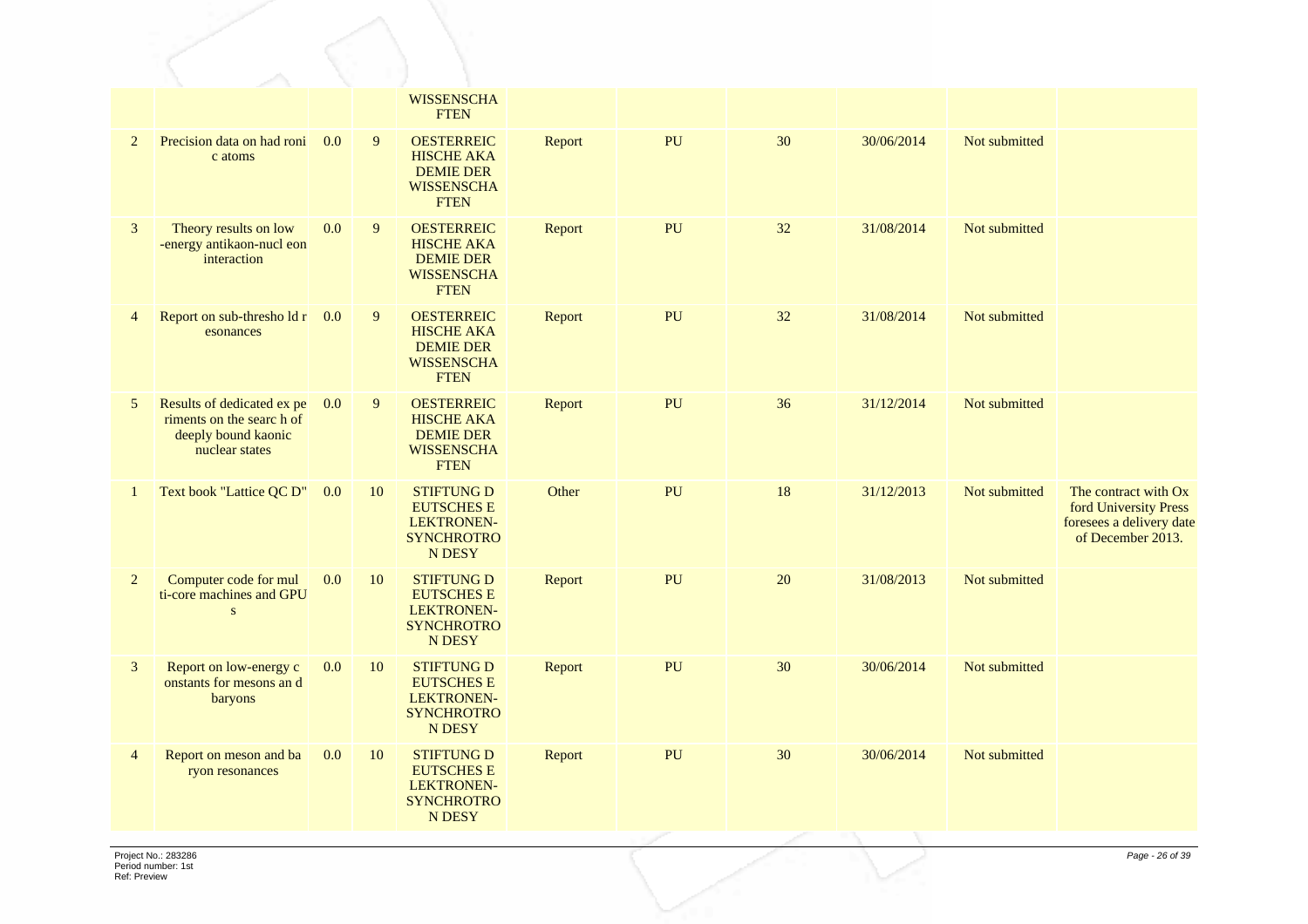| | | | | | | | | | | |
|---|---|---|---|---|---|---|---|---|---|---|
| | | | | WISSENSCHA FTEN | | | | | | |
| 2 | Precision data on had roni c atoms | 0.0 | 9 | OESTERREIC HISCHE AKA DEMIE DER WISSENSCHA FTEN | Report | PU | 30 | 30/06/2014 | Not submitted | |
| 3 | Theory results on low -energy antikaon-nucl eon interaction | 0.0 | 9 | OESTERREIC HISCHE AKA DEMIE DER WISSENSCHA FTEN | Report | PU | 32 | 31/08/2014 | Not submitted | |
| 4 | Report on sub-thresho ld r esonances | 0.0 | 9 | OESTERREIC HISCHE AKA DEMIE DER WISSENSCHA FTEN | Report | PU | 32 | 31/08/2014 | Not submitted | |
| 5 | Results of dedicated ex pe riments on the searc h of deeply bound kaonic nuclear states | 0.0 | 9 | OESTERREIC HISCHE AKA DEMIE DER WISSENSCHA FTEN | Report | PU | 36 | 31/12/2014 | Not submitted | |
| 1 | Text book "Lattice QC D" | 0.0 | 10 | STIFTUNG D EUTSCHES E LEKTRONEN-SYNCHROTRO N DESY | Other | PU | 18 | 31/12/2013 | Not submitted | The contract with Ox ford University Press foresees a delivery date of December 2013. |
| 2 | Computer code for mul ti-core machines and GPU s | 0.0 | 10 | STIFTUNG D EUTSCHES E LEKTRONEN-SYNCHROTRO N DESY | Report | PU | 20 | 31/08/2013 | Not submitted | |
| 3 | Report on low-energy c onstants for mesons an d baryons | 0.0 | 10 | STIFTUNG D EUTSCHES E LEKTRONEN-SYNCHROTRO N DESY | Report | PU | 30 | 30/06/2014 | Not submitted | |
| 4 | Report on meson and ba ryon resonances | 0.0 | 10 | STIFTUNG D EUTSCHES E LEKTRONEN-SYNCHROTRO N DESY | Report | PU | 30 | 30/06/2014 | Not submitted | |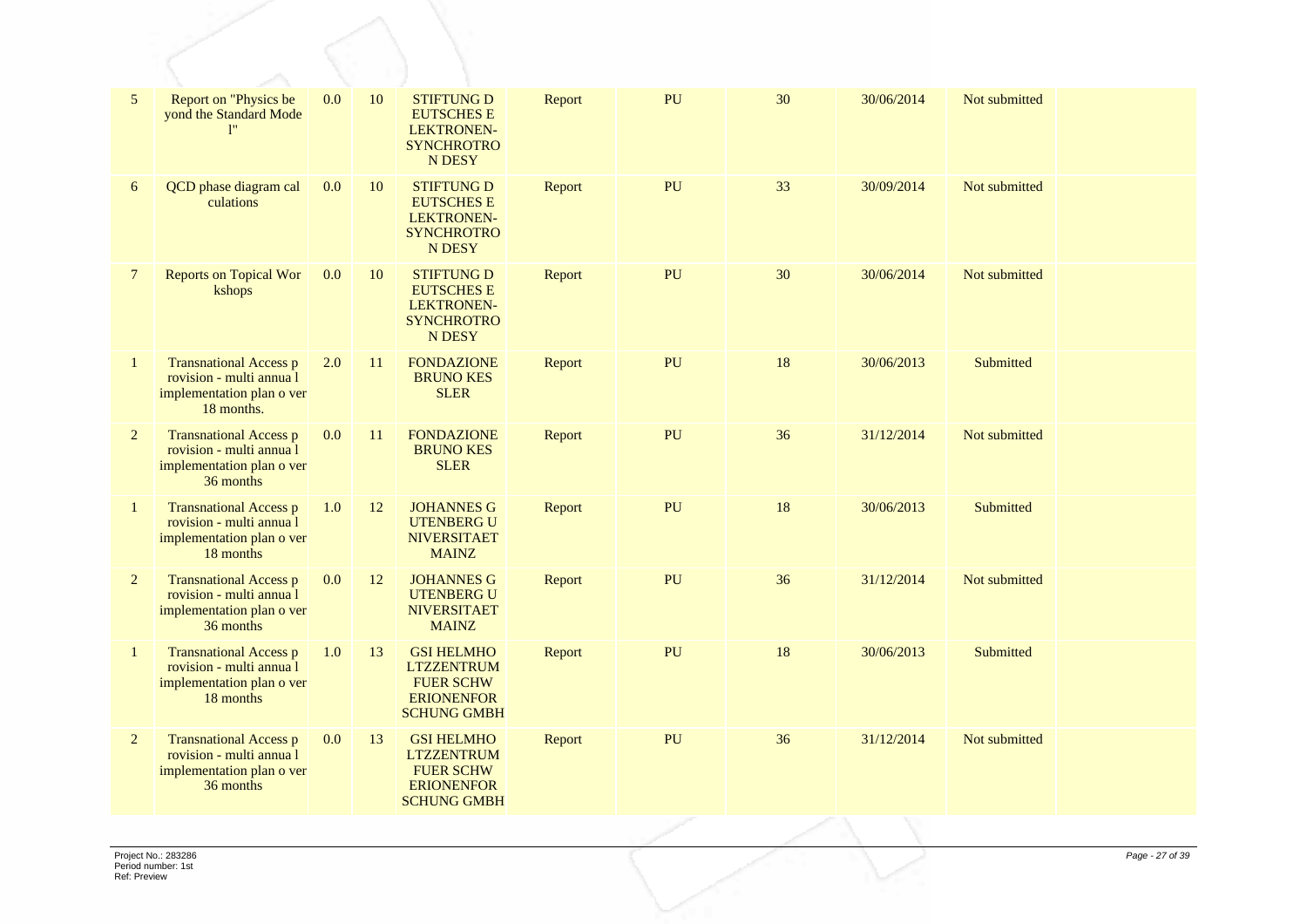| | | | | | | | | | | |
|---|---|---|---|---|---|---|---|---|---|---|
| 5 | Report on "Physics be yond the Standard Mode l" | 0.0 | 10 | STIFTUNG D EUTSCHES E LEKTRONEN-SYNCHROTRO N DESY | Report | PU | 30 | 30/06/2014 | Not submitted | |
| 6 | QCD phase diagram cal culations | 0.0 | 10 | STIFTUNG D EUTSCHES E LEKTRONEN-SYNCHROTRO N DESY | Report | PU | 33 | 30/09/2014 | Not submitted | |
| 7 | Reports on Topical Wor kshops | 0.0 | 10 | STIFTUNG D EUTSCHES E LEKTRONEN-SYNCHROTRO N DESY | Report | PU | 30 | 30/06/2014 | Not submitted | |
| 1 | Transnational Access p rovision - multi annua l implementation plan o ver 18 months. | 2.0 | 11 | FONDAZIONE BRUNO KES SLER | Report | PU | 18 | 30/06/2013 | Submitted | |
| 2 | Transnational Access p rovision - multi annua l implementation plan o ver 36 months | 0.0 | 11 | FONDAZIONE BRUNO KES SLER | Report | PU | 36 | 31/12/2014 | Not submitted | |
| 1 | Transnational Access p rovision - multi annua l implementation plan o ver 18 months | 1.0 | 12 | JOHANNES G UTENBERG U NIVERSITAET MAINZ | Report | PU | 18 | 30/06/2013 | Submitted | |
| 2 | Transnational Access p rovision - multi annua l implementation plan o ver 36 months | 0.0 | 12 | JOHANNES G UTENBERG U NIVERSITAET MAINZ | Report | PU | 36 | 31/12/2014 | Not submitted | |
| 1 | Transnational Access p rovision - multi annua l implementation plan o ver 18 months | 1.0 | 13 | GSI HELMHO LTZZENTRUM FUER SCHW ERIONENFOR SCHUNG GMBH | Report | PU | 18 | 30/06/2013 | Submitted | |
| 2 | Transnational Access p rovision - multi annua l implementation plan o ver 36 months | 0.0 | 13 | GSI HELMHO LTZZENTRUM FUER SCHW ERIONENFOR SCHUNG GMBH | Report | PU | 36 | 31/12/2014 | Not submitted | |

Project No.: 283286
Period number: 1st
Ref: Preview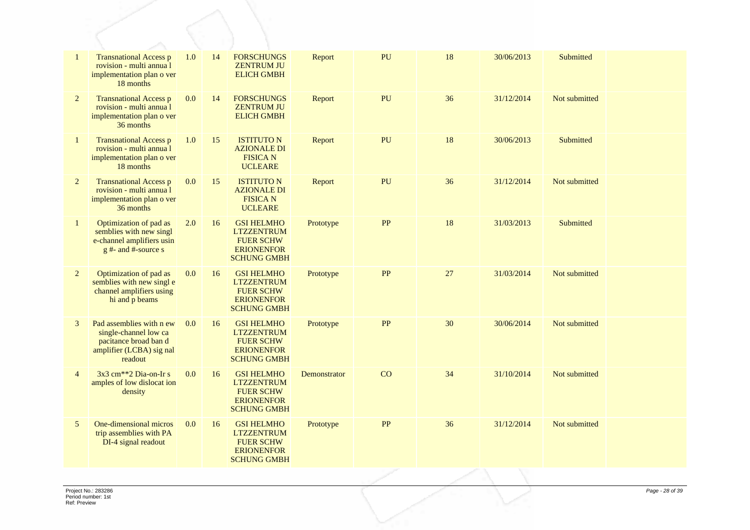| | | | | | | | | | |
|---|---|---|---|---|---|---|---|---|---|
| 1 | Transnational Access p rovision - multi annua l implementation plan o ver 18 months | 1.0 | 14 | FORSCHUNGS ZENTRUM JU ELICH GMBH | Report | PU | 18 | 30/06/2013 | Submitted | |
| 2 | Transnational Access p rovision - multi annua l implementation plan o ver 36 months | 0.0 | 14 | FORSCHUNGS ZENTRUM JU ELICH GMBH | Report | PU | 36 | 31/12/2014 | Not submitted | |
| 1 | Transnational Access p rovision - multi annua l implementation plan o ver 18 months | 1.0 | 15 | ISTITUTO N AZIONALE DI FISICA N UCLEARE | Report | PU | 18 | 30/06/2013 | Submitted | |
| 2 | Transnational Access p rovision - multi annua l implementation plan o ver 36 months | 0.0 | 15 | ISTITUTO N AZIONALE DI FISICA N UCLEARE | Report | PU | 36 | 31/12/2014 | Not submitted | |
| 1 | Optimization of pad as semblies with new singl e-channel amplifiers usin g #- and #-source s | 2.0 | 16 | GSI HELMHO LTZZENTRUM FUER SCHW ERIONENFOR SCHUNG GMBH | Prototype | PP | 18 | 31/03/2013 | Submitted | |
| 2 | Optimization of pad as semblies with new singl e channel amplifiers using hi and p beams | 0.0 | 16 | GSI HELMHO LTZZENTRUM FUER SCHW ERIONENFOR SCHUNG GMBH | Prototype | PP | 27 | 31/03/2014 | Not submitted | |
| 3 | Pad assemblies with n ew single-channel low ca pacitance broad ban d amplifier (LCBA) sig nal readout | 0.0 | 16 | GSI HELMHO LTZZENTRUM FUER SCHW ERIONENFOR SCHUNG GMBH | Prototype | PP | 30 | 30/06/2014 | Not submitted | |
| 4 | 3x3 cm**2 Dia-on-Ir s amples of low dislocat ion density | 0.0 | 16 | GSI HELMHO LTZZENTRUM FUER SCHW ERIONENFOR SCHUNG GMBH | Demonstrator | CO | 34 | 31/10/2014 | Not submitted | |
| 5 | One-dimensional micros trip assemblies with PA DI-4 signal readout | 0.0 | 16 | GSI HELMHO LTZZENTRUM FUER SCHW ERIONENFOR SCHUNG GMBH | Prototype | PP | 36 | 31/12/2014 | Not submitted | |

Project No.: 283286
Period number: 1st
Ref: Preview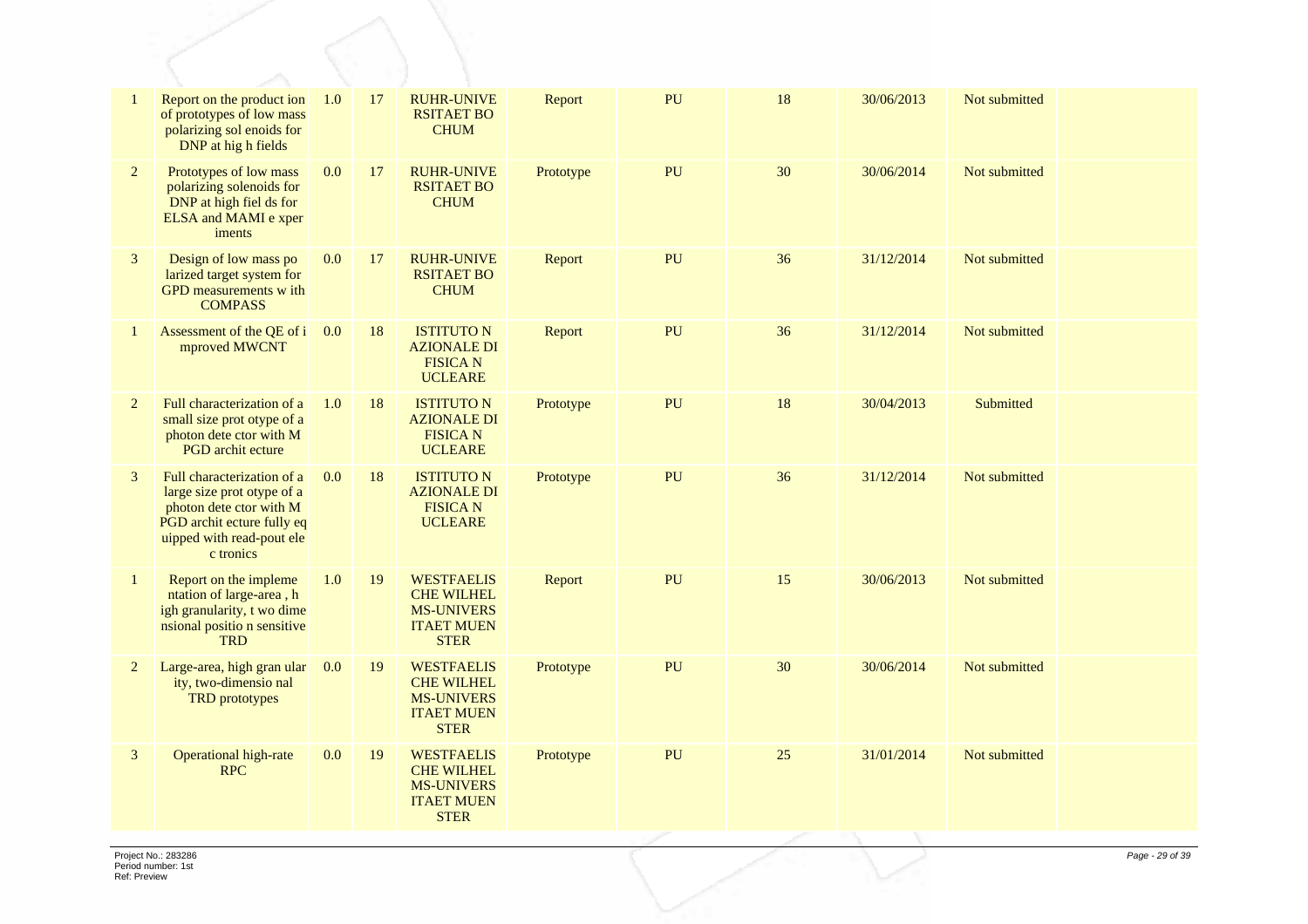| | | | | | | | | | | |
|---|---|---|---|---|---|---|---|---|---|---|
| 1 | Report on the product ion of prototypes of low mass polarizing sol enoids for DNP at hig h fields | 1.0 | 17 | RUHR-UNIVE RSITAET BO CHUM | Report | PU | 18 | 30/06/2013 | Not submitted | |
| 2 | Prototypes of low mass polarizing solenoids for DNP at high fiel ds for ELSA and MAMI e xper iments | 0.0 | 17 | RUHR-UNIVE RSITAET BO CHUM | Prototype | PU | 30 | 30/06/2014 | Not submitted | |
| 3 | Design of low mass po larized target system for GPD measurements w ith COMPASS | 0.0 | 17 | RUHR-UNIVE RSITAET BO CHUM | Report | PU | 36 | 31/12/2014 | Not submitted | |
| 1 | Assessment of the QE of i mproved MWCNT | 0.0 | 18 | ISTITUTO N AZIONALE DI FISICA N UCLEARE | Report | PU | 36 | 31/12/2014 | Not submitted | |
| 2 | Full characterization of a small size prot otype of a photon dete ctor with M PGD archit ecture | 1.0 | 18 | ISTITUTO N AZIONALE DI FISICA N UCLEARE | Prototype | PU | 18 | 30/04/2013 | Submitted | |
| 3 | Full characterization of a large size prot otype of a photon dete ctor with M PGD archit ecture fully eq uipped with read-pout ele c tronics | 0.0 | 18 | ISTITUTO N AZIONALE DI FISICA N UCLEARE | Prototype | PU | 36 | 31/12/2014 | Not submitted | |
| 1 | Report on the impleme ntation of large-area , h igh granularity, t wo dime nsional positio n sensitive TRD | 1.0 | 19 | WESTFAELIS CHE WILHEL MS-UNIVERS ITAET MUEN STER | Report | PU | 15 | 30/06/2013 | Not submitted | |
| 2 | Large-area, high gran ular ity, two-dimensio nal TRD prototypes | 0.0 | 19 | WESTFAELIS CHE WILHEL MS-UNIVERS ITAET MUEN STER | Prototype | PU | 30 | 30/06/2014 | Not submitted | |
| 3 | Operational high-rate RPC | 0.0 | 19 | WESTFAELIS CHE WILHEL MS-UNIVERS ITAET MUEN STER | Prototype | PU | 25 | 31/01/2014 | Not submitted | |

Project No.: 283286
Period number: 1st
Ref: Preview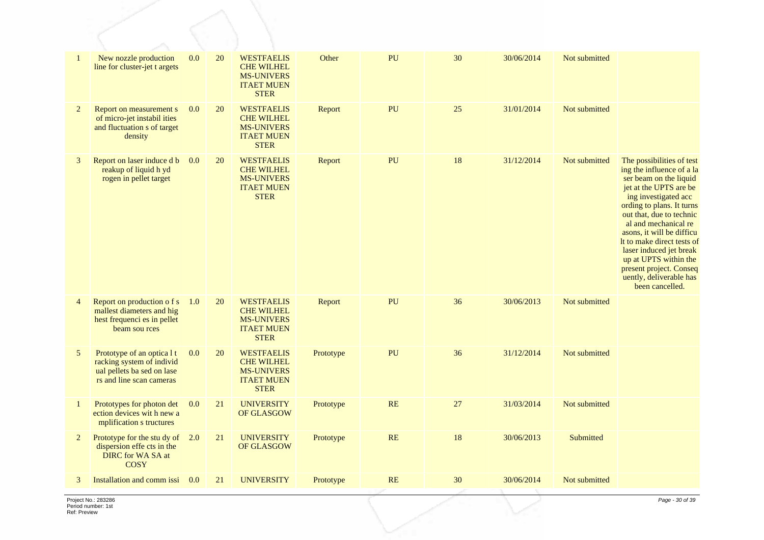| | | | | | | | | | | |
|---|---|---|---|---|---|---|---|---|---|---|
| 1 | New nozzle production line for cluster-jet t argets | 0.0 | 20 | WESTFAELIS CHE WILHEL MS-UNIVERS ITAET MUEN STER | Other | PU | 30 | 30/06/2014 | Not submitted | |
| 2 | Report on measurement s of micro-jet instabil ities and fluctuation s of target density | 0.0 | 20 | WESTFAELIS CHE WILHEL MS-UNIVERS ITAET MUEN STER | Report | PU | 25 | 31/01/2014 | Not submitted | |
| 3 | Report on laser induce d b reakup of liquid h yd rogen in pellet target | 0.0 | 20 | WESTFAELIS CHE WILHEL MS-UNIVERS ITAET MUEN STER | Report | PU | 18 | 31/12/2014 | Not submitted | The possibilities of test ing the influence of a la ser beam on the liquid jet at the UPTS are be ing investigated acc ording to plans. It turns out that, due to technic al and mechanical re asons, it will be difficu lt to make direct tests of laser induced jet break up at UPTS within the present project. Conseq uently, deliverable has been cancelled. |
| 4 | Report on production o f s mallest diameters and hig hest frequenci es in pellet beam sou rces | 1.0 | 20 | WESTFAELIS CHE WILHEL MS-UNIVERS ITAET MUEN STER | Report | PU | 36 | 30/06/2013 | Not submitted | |
| 5 | Prototype of an optica l t racking system of individ ual pellets ba sed on lase rs and line scan cameras | 0.0 | 20 | WESTFAELIS CHE WILHEL MS-UNIVERS ITAET MUEN STER | Prototype | PU | 36 | 31/12/2014 | Not submitted | |
| 1 | Prototypes for photon det ection devices wit h new a mplification s tructures | 0.0 | 21 | UNIVERSITY OF GLASGOW | Prototype | RE | 27 | 31/03/2014 | Not submitted | |
| 2 | Prototype for the stu dy of dispersion effe cts in the DIRC for WA SA at COSY | 2.0 | 21 | UNIVERSITY OF GLASGOW | Prototype | RE | 18 | 30/06/2013 | Submitted | |
| 3 | Installation and comm issi | 0.0 | 21 | UNIVERSITY | Prototype | RE | 30 | 30/06/2014 | Not submitted | |

Project No.: 283286
Period number: 1st
Ref: Preview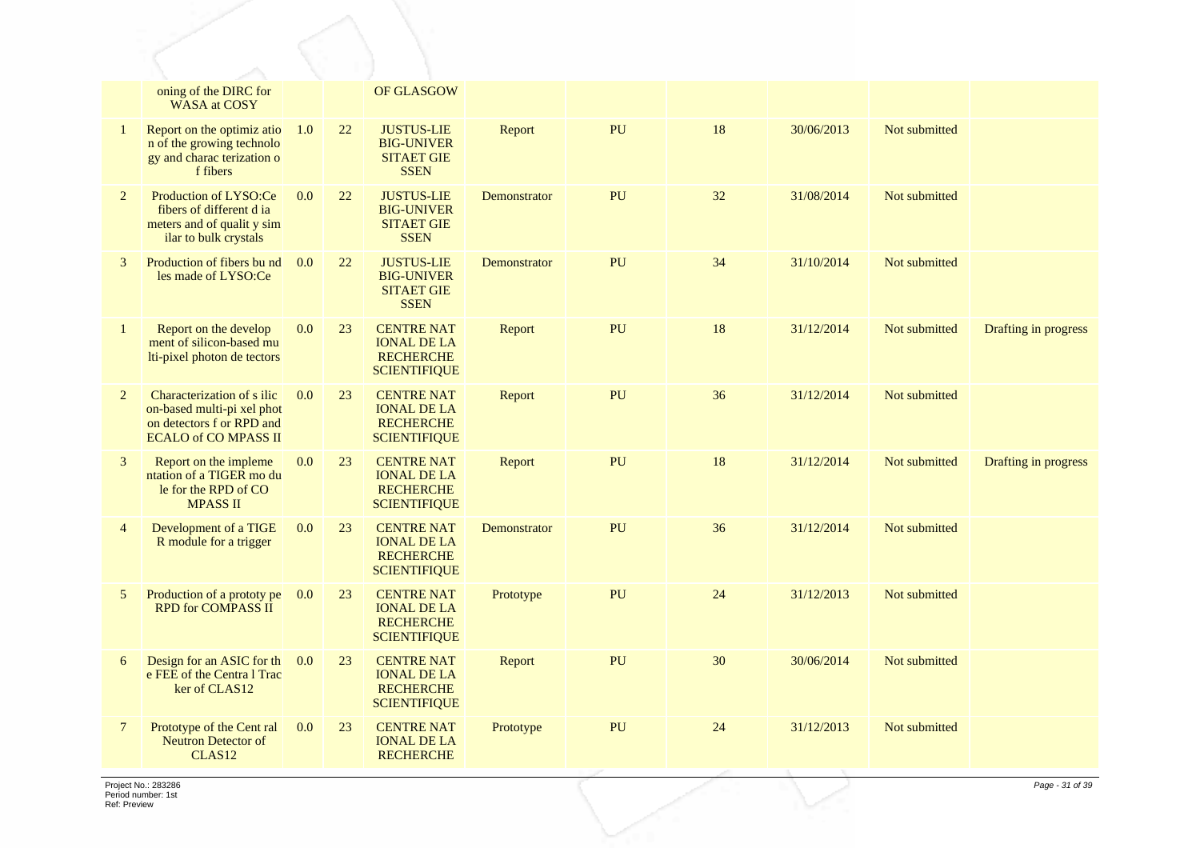| | | | | | | | | | | |
|---|---|---|---|---|---|---|---|---|---|---|
| | oning of the DIRC for WASA at COSY | | | OF GLASGOW | | | | | | |
| 1 | Report on the optimiz atio n of the growing technolo gy and charac terization o f fibers | 1.0 | 22 | JUSTUS-LIE BIG-UNIVER SITAET GIE SSEN | Report | PU | 18 | 30/06/2013 | Not submitted | |
| 2 | Production of LYSO:Ce fibers of different d ia meters and of qualit y sim ilar to bulk crystals | 0.0 | 22 | JUSTUS-LIE BIG-UNIVER SITAET GIE SSEN | Demonstrator | PU | 32 | 31/08/2014 | Not submitted | |
| 3 | Production of fibers bu nd les made of LYSO:Ce | 0.0 | 22 | JUSTUS-LIE BIG-UNIVER SITAET GIE SSEN | Demonstrator | PU | 34 | 31/10/2014 | Not submitted | |
| 1 | Report on the develop ment of silicon-based mu lti-pixel photon de tectors | 0.0 | 23 | CENTRE NAT IONAL DE LA RECHERCHE SCIENTIFIQUE | Report | PU | 18 | 31/12/2014 | Not submitted | Drafting in progress |
| 2 | Characterization of s ilic on-based multi-pi xel phot on detectors f or RPD and ECALO of CO MPASS II | 0.0 | 23 | CENTRE NAT IONAL DE LA RECHERCHE SCIENTIFIQUE | Report | PU | 36 | 31/12/2014 | Not submitted | |
| 3 | Report on the impleme ntation of a TIGER mo du le for the RPD of CO MPASS II | 0.0 | 23 | CENTRE NAT IONAL DE LA RECHERCHE SCIENTIFIQUE | Report | PU | 18 | 31/12/2014 | Not submitted | Drafting in progress |
| 4 | Development of a TIGE R module for a trigger | 0.0 | 23 | CENTRE NAT IONAL DE LA RECHERCHE SCIENTIFIQUE | Demonstrator | PU | 36 | 31/12/2014 | Not submitted | |
| 5 | Production of a prototy pe RPD for COMPASS II | 0.0 | 23 | CENTRE NAT IONAL DE LA RECHERCHE SCIENTIFIQUE | Prototype | PU | 24 | 31/12/2013 | Not submitted | |
| 6 | Design for an ASIC for th e FEE of the Centra l Trac ker of CLAS12 | 0.0 | 23 | CENTRE NAT IONAL DE LA RECHERCHE SCIENTIFIQUE | Report | PU | 30 | 30/06/2014 | Not submitted | |
| 7 | Prototype of the Cent ral Neutron Detector of CLAS12 | 0.0 | 23 | CENTRE NAT IONAL DE LA RECHERCHE | Prototype | PU | 24 | 31/12/2013 | Not submitted | |

Project No.: 283286
Period number: 1st
Ref: Preview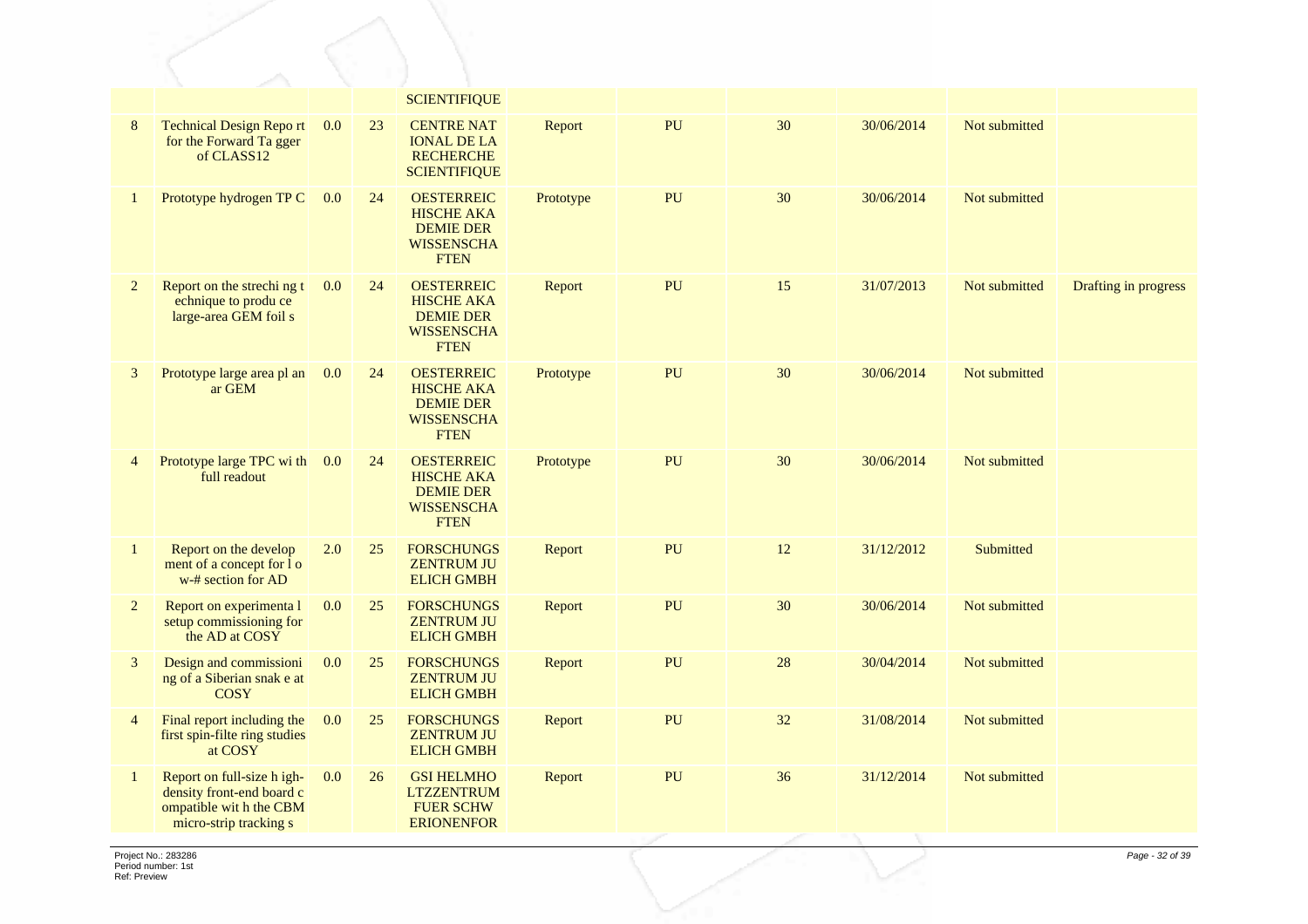| | | | | | | | | | | |
|---|---|---|---|---|---|---|---|---|---|---|
| | | | | SCIENTIFIQUE | | | | | | |
| 8 | Technical Design Repo rt for the Forward Ta gger of CLASS12 | 0.0 | 23 | CENTRE NAT IONAL DE LA RECHERCHE SCIENTIFIQUE | Report | PU | 30 | 30/06/2014 | Not submitted | |
| 1 | Prototype hydrogen TP C | 0.0 | 24 | OESTERREIC HISCHE AKA DEMIE DER WISSENSCHA FTEN | Prototype | PU | 30 | 30/06/2014 | Not submitted | |
| 2 | Report on the strechi ng t echnique to produ ce large-area GEM foil s | 0.0 | 24 | OESTERREIC HISCHE AKA DEMIE DER WISSENSCHA FTEN | Report | PU | 15 | 31/07/2013 | Not submitted | Drafting in progress |
| 3 | Prototype large area pl an ar GEM | 0.0 | 24 | OESTERREIC HISCHE AKA DEMIE DER WISSENSCHA FTEN | Prototype | PU | 30 | 30/06/2014 | Not submitted | |
| 4 | Prototype large TPC wi th full readout | 0.0 | 24 | OESTERREIC HISCHE AKA DEMIE DER WISSENSCHA FTEN | Prototype | PU | 30 | 30/06/2014 | Not submitted | |
| 1 | Report on the develop ment of a concept for l o w-# section for AD | 2.0 | 25 | FORSCHUNGS ZENTRUM JU ELICH GMBH | Report | PU | 12 | 31/12/2012 | Submitted | |
| 2 | Report on experimenta l setup commissioning for the AD at COSY | 0.0 | 25 | FORSCHUNGS ZENTRUM JU ELICH GMBH | Report | PU | 30 | 30/06/2014 | Not submitted | |
| 3 | Design and commissioni ng of a Siberian snak e at COSY | 0.0 | 25 | FORSCHUNGS ZENTRUM JU ELICH GMBH | Report | PU | 28 | 30/04/2014 | Not submitted | |
| 4 | Final report including the first spin-filte ring studies at COSY | 0.0 | 25 | FORSCHUNGS ZENTRUM JU ELICH GMBH | Report | PU | 32 | 31/08/2014 | Not submitted | |
| 1 | Report on full-size h igh-density front-end board c ompatible wit h the CBM micro-strip tracking s | 0.0 | 26 | GSI HELMHO LTZZENTRUM FUER SCHW ERIONENFOR | Report | PU | 36 | 31/12/2014 | Not submitted | |

Project No.: 283286
Period number: 1st
Ref: Preview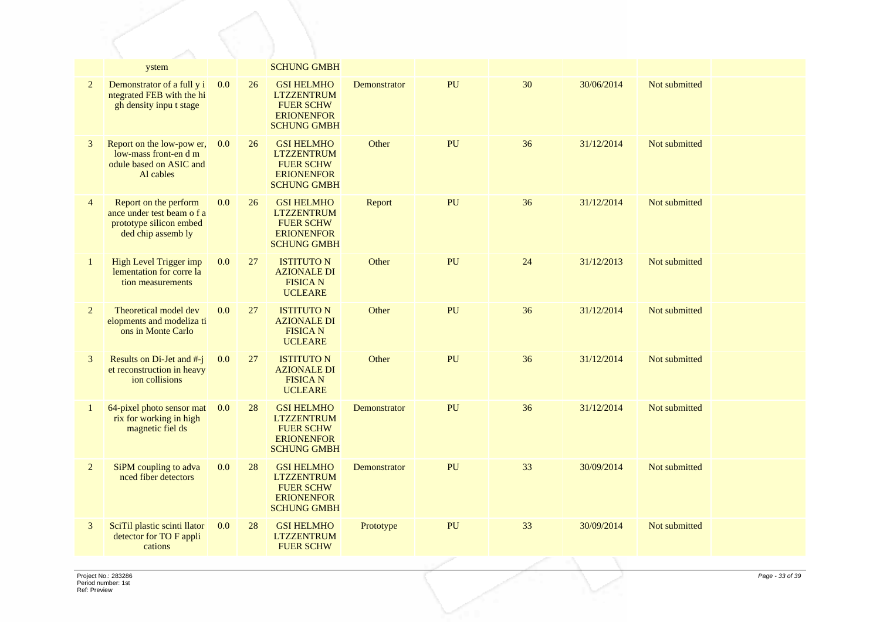| | | | | | | | | | | |
|---|---|---|---|---|---|---|---|---|---|---|
| | ystem | | | SCHUNG GMBH | | | | | | |
| 2 | Demonstrator of a full y i ntegrated FEB with the hi gh density inpu t stage | 0.0 | 26 | GSI HELMHO LTZZENTRUM FUER SCHW ERIONENFOR SCHUNG GMBH | Demonstrator | PU | 30 | 30/06/2014 | Not submitted | |
| 3 | Report on the low-pow er, low-mass front-en d m odule based on ASIC and Al cables | 0.0 | 26 | GSI HELMHO LTZZENTRUM FUER SCHW ERIONENFOR SCHUNG GMBH | Other | PU | 36 | 31/12/2014 | Not submitted | |
| 4 | Report on the perform ance under test beam o f a prototype silicon embed ded chip assemb ly | 0.0 | 26 | GSI HELMHO LTZZENTRUM FUER SCHW ERIONENFOR SCHUNG GMBH | Report | PU | 36 | 31/12/2014 | Not submitted | |
| 1 | High Level Trigger imp lementation for corre la tion measurements | 0.0 | 27 | ISTITUTO N AZIONALE DI FISICA N UCLEARE | Other | PU | 24 | 31/12/2013 | Not submitted | |
| 2 | Theoretical model dev elopments and modeliza ti ons in Monte Carlo | 0.0 | 27 | ISTITUTO N AZIONALE DI FISICA N UCLEARE | Other | PU | 36 | 31/12/2014 | Not submitted | |
| 3 | Results on Di-Jet and #-j et reconstruction in heavy ion collisions | 0.0 | 27 | ISTITUTO N AZIONALE DI FISICA N UCLEARE | Other | PU | 36 | 31/12/2014 | Not submitted | |
| 1 | 64-pixel photo sensor mat rix for working in high magnetic fiel ds | 0.0 | 28 | GSI HELMHO LTZZENTRUM FUER SCHW ERIONENFOR SCHUNG GMBH | Demonstrator | PU | 36 | 31/12/2014 | Not submitted | |
| 2 | SiPM coupling to adva nced fiber detectors | 0.0 | 28 | GSI HELMHO LTZZENTRUM FUER SCHW ERIONENFOR SCHUNG GMBH | Demonstrator | PU | 33 | 30/09/2014 | Not submitted | |
| 3 | SciTil plastic scinti llator detector for TO F appli cations | 0.0 | 28 | GSI HELMHO LTZZENTRUM FUER SCHW | Prototype | PU | 33 | 30/09/2014 | Not submitted | |

Project No.: 283286
Period number: 1st
Ref: Preview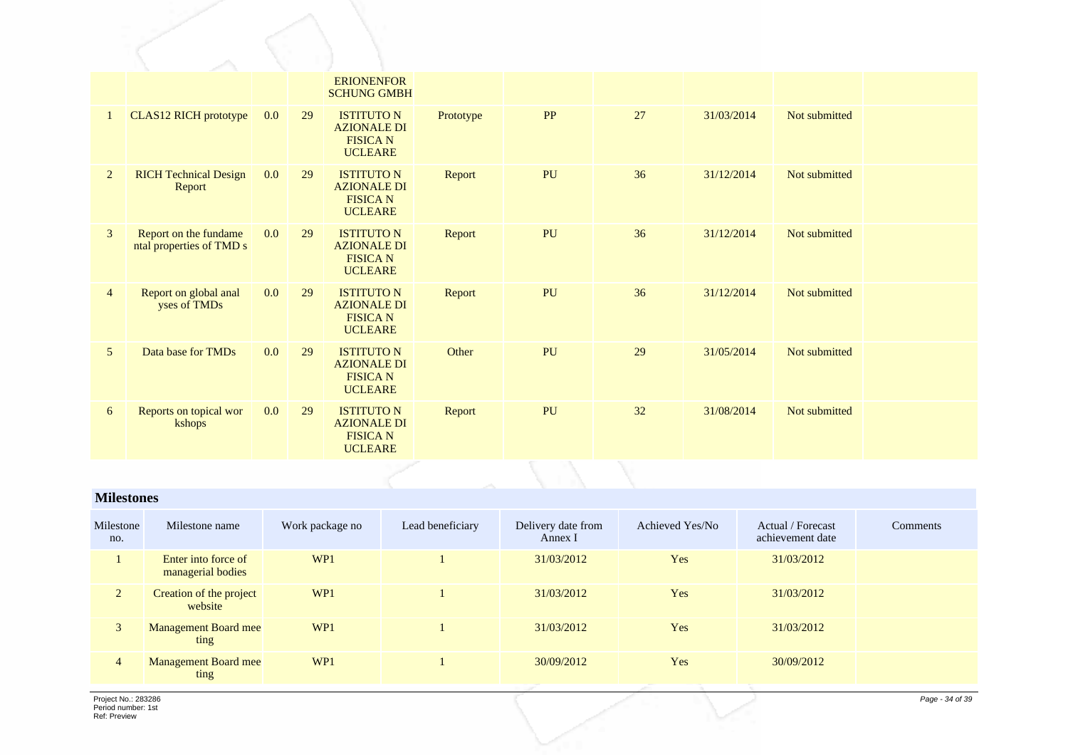| | | | | | | | | | | |
|---|---|---|---|---|---|---|---|---|---|---|
| | | | | ERIONENFOR SCHUNG GMBH | | | | | | |
| 1 | CLAS12 RICH prototype | 0.0 | 29 | ISTITUTO N AZIONALE DI FISICA N UCLEARE | Prototype | PP | 27 | 31/03/2014 | Not submitted | |
| 2 | RICH Technical Design Report | 0.0 | 29 | ISTITUTO N AZIONALE DI FISICA N UCLEARE | Report | PU | 36 | 31/12/2014 | Not submitted | |
| 3 | Report on the fundame ntal properties of TMD s | 0.0 | 29 | ISTITUTO N AZIONALE DI FISICA N UCLEARE | Report | PU | 36 | 31/12/2014 | Not submitted | |
| 4 | Report on global anal yses of TMDs | 0.0 | 29 | ISTITUTO N AZIONALE DI FISICA N UCLEARE | Report | PU | 36 | 31/12/2014 | Not submitted | |
| 5 | Data base for TMDs | 0.0 | 29 | ISTITUTO N AZIONALE DI FISICA N UCLEARE | Other | PU | 29 | 31/05/2014 | Not submitted | |
| 6 | Reports on topical wor kshops | 0.0 | 29 | ISTITUTO N AZIONALE DI FISICA N UCLEARE | Report | PU | 32 | 31/08/2014 | Not submitted | |

## Milestones

| Milestone no. | Milestone name | Work package no | Lead beneficiary | Delivery date from Annex I | Achieved Yes/No | Actual / Forecast achievement date | Comments |
|---|---|---|---|---|---|---|---|
| 1 | Enter into force of managerial bodies | WP1 | 1 | 31/03/2012 | Yes | 31/03/2012 | |
| 2 | Creation of the project website | WP1 | 1 | 31/03/2012 | Yes | 31/03/2012 | |
| 3 | Management Board mee ting | WP1 | 1 | 31/03/2012 | Yes | 31/03/2012 | |
| 4 | Management Board mee ting | WP1 | 1 | 30/09/2012 | Yes | 30/09/2012 | |

Project No.: 283286
Period number: 1st
Ref: Preview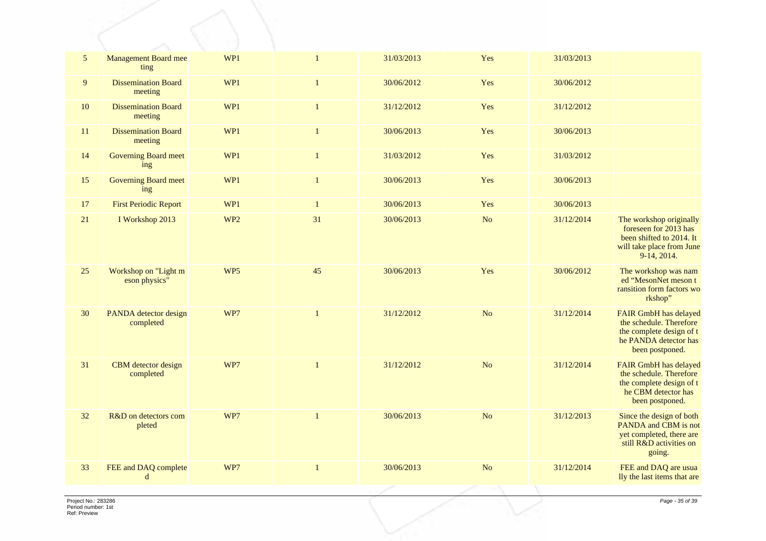| 5 | Management Board meeting | WP1 | 1 | 31/03/2013 | Yes | 31/03/2013 | |
|---|---|---|---|---|---|---|---|
| 9 | Dissemination Board meeting | WP1 | 1 | 30/06/2012 | Yes | 30/06/2012 | |
| 10 | Dissemination Board meeting | WP1 | 1 | 31/12/2012 | Yes | 31/12/2012 | |
| 11 | Dissemination Board meeting | WP1 | 1 | 30/06/2013 | Yes | 30/06/2013 | |
| 14 | Governing Board meeting | WP1 | 1 | 31/03/2012 | Yes | 31/03/2012 | |
| 15 | Governing Board meeting | WP1 | 1 | 30/06/2013 | Yes | 30/06/2013 | |
| 17 | First Periodic Report | WP1 | 1 | 30/06/2013 | Yes | 30/06/2013 | |
| 21 | I Workshop 2013 | WP2 | 31 | 30/06/2013 | No | 31/12/2014 | The workshop originally foreseen for 2013 has been shifted to 2014. It will take place from June 9-14, 2014. |
| 25 | Workshop on "Light meson physics" | WP5 | 45 | 30/06/2013 | Yes | 30/06/2012 | The workshop was named "MesonNet meson transition form factors workshop" |
| 30 | PANDA detector design completed | WP7 | 1 | 31/12/2012 | No | 31/12/2014 | FAIR GmbH has delayed the schedule. Therefore the complete design of the PANDA detector has been postponed. |
| 31 | CBM detector design completed | WP7 | 1 | 31/12/2012 | No | 31/12/2014 | FAIR GmbH has delayed the schedule. Therefore the complete design of the CBM detector has been postponed. |
| 32 | R&D on detectors completed | WP7 | 1 | 30/06/2013 | No | 31/12/2013 | Since the design of both PANDA and CBM is not yet completed, there are still R&D activities on going. |
| 33 | FEE and DAQ completed | WP7 | 1 | 30/06/2013 | No | 31/12/2014 | FEE and DAQ are usually the last items that are |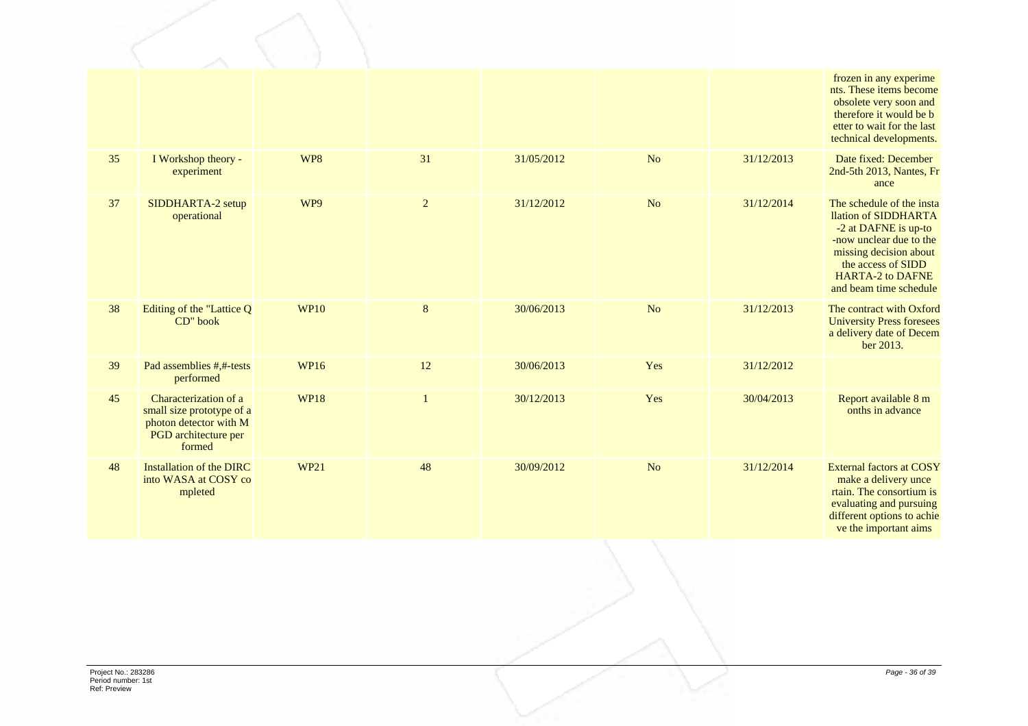| | | | | | | |
|---|---|---|---|---|---|---|
| | | | | | | frozen in any experiments. These items become obsolete very soon and therefore it would be better to wait for the last technical developments. |
| 35 | I Workshop theory - experiment | WP8 | 31 | 31/05/2012 | No | 31/12/2013 | Date fixed: December 2nd-5th 2013, Nantes, France |
| 37 | SIDDHARTA-2 setup operational | WP9 | 2 | 31/12/2012 | No | 31/12/2014 | The schedule of the installation of SIDDHARTA-2 at DAFNE is up-to-now unclear due to the missing decision about the access of SIDDHARTA-2 to DAFNE and beam time schedule |
| 38 | Editing of the "Lattice QCD" book | WP10 | 8 | 30/06/2013 | No | 31/12/2013 | The contract with Oxford University Press foresees a delivery date of December 2013. |
| 39 | Pad assemblies #,#-tests performed | WP16 | 12 | 30/06/2013 | Yes | 31/12/2012 | |
| 45 | Characterization of a small size prototype of a photon detector with MPGD architecture performed | WP18 | 1 | 30/12/2013 | Yes | 30/04/2013 | Report available 8 months in advance |
| 48 | Installation of the DIRC into WASA at COSY completed | WP21 | 48 | 30/09/2012 | No | 31/12/2014 | External factors at COSY make a delivery uncertain. The consortium is evaluating and pursuing different options to achieve the important aims |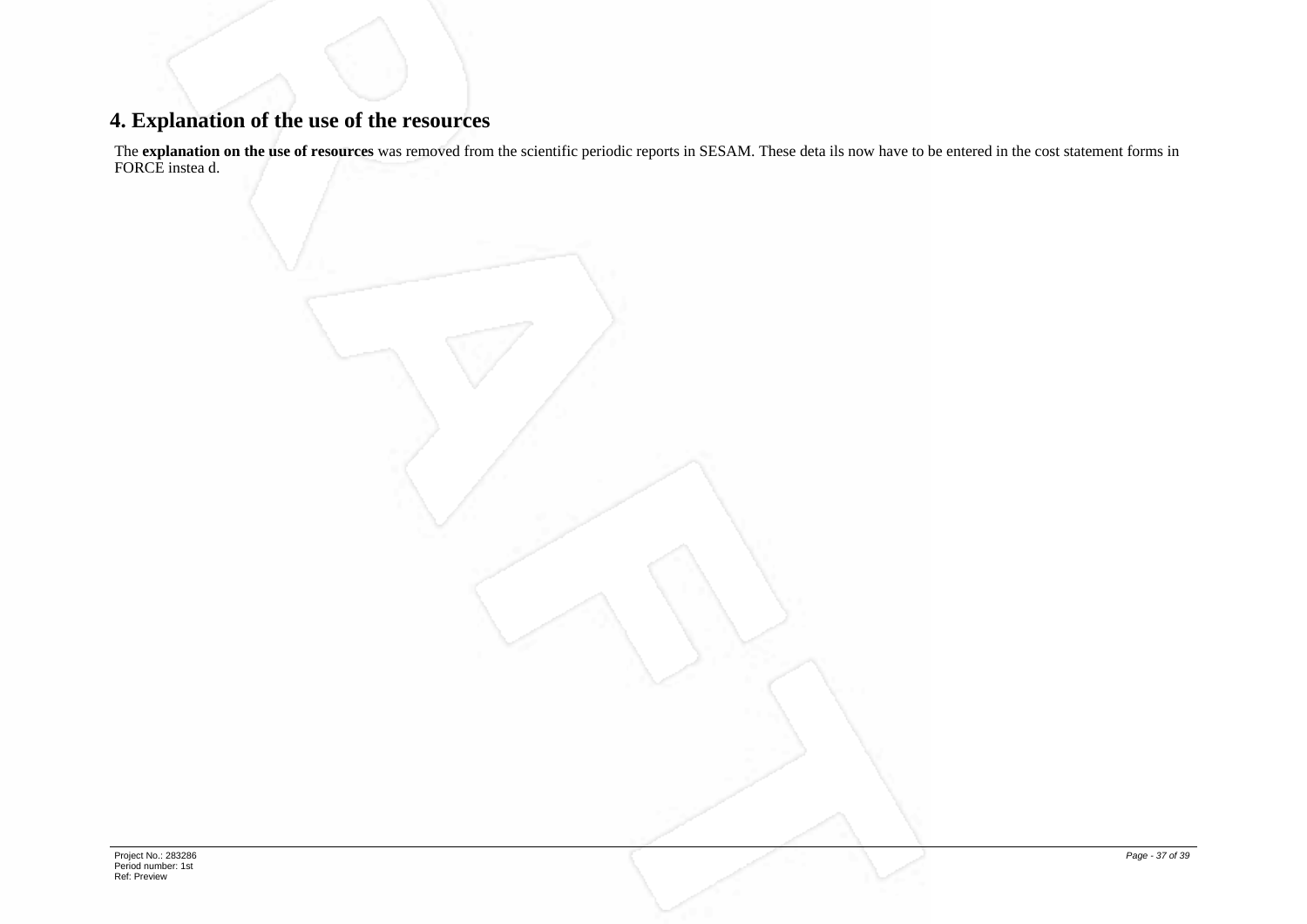## 4. Explanation of the use of the resources

The **explanation on the use of resources** was removed from the scientific periodic reports in SESAM. These deta ils now have to be entered in the cost statement forms in FORCE instea d.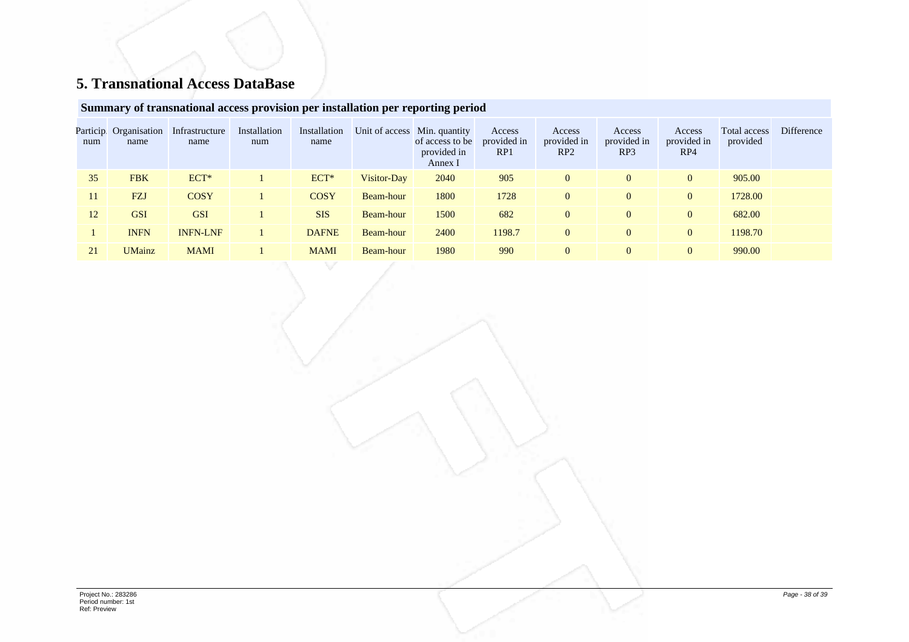# 5. Transnational Access DataBase

## Summary of transnational access provision per installation per reporting period

| Particip. num | Organisation name | Infrastructure name | Installation num | Installation name | Unit of access | Min. quantity of access to be provided in Annex I | Access provided in RP1 | Access provided in RP2 | Access provided in RP3 | Access provided in RP4 | Total access provided | Difference |
|---|---|---|---|---|---|---|---|---|---|---|---|---|
| 35 | FBK | ECT* | 1 | ECT* | Visitor-Day | 2040 | 905 | 0 | 0 | 0 | 905.00 | |
| 11 | FZJ | COSY | 1 | COSY | Beam-hour | 1800 | 1728 | 0 | 0 | 0 | 1728.00 | |
| 12 | GSI | GSI | 1 | SIS | Beam-hour | 1500 | 682 | 0 | 0 | 0 | 682.00 | |
| 1 | INFN | INFN-LNF | 1 | DAFNE | Beam-hour | 2400 | 1198.7 | 0 | 0 | 0 | 1198.70 | |
| 21 | UMainz | MAMI | 1 | MAMI | Beam-hour | 1980 | 990 | 0 | 0 | 0 | 990.00 | |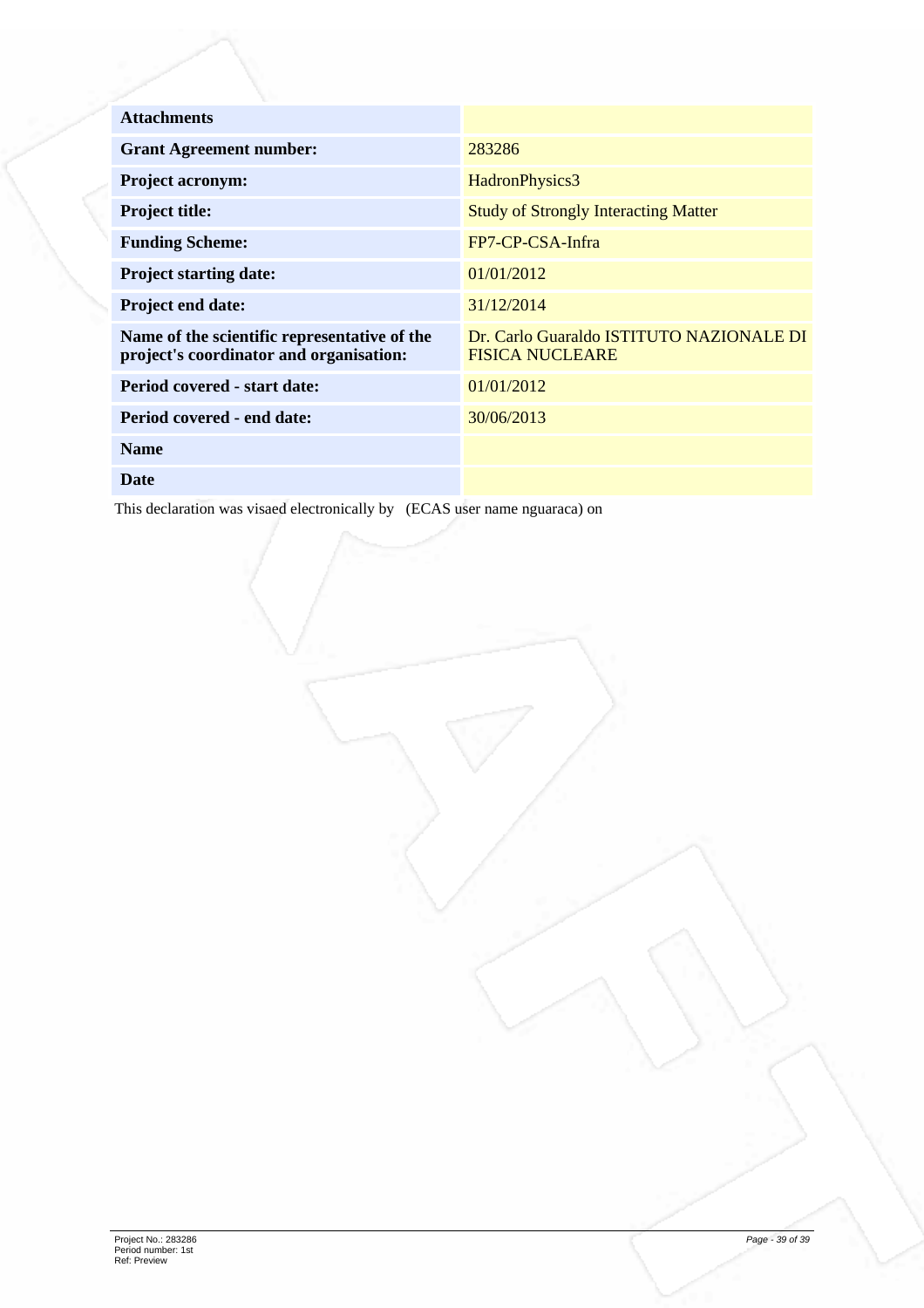| | |
|---|---|
| **Attachments** | |
| **Grant Agreement number:** | 283286 |
| **Project acronym:** | HadronPhysics3 |
| **Project title:** | Study of Strongly Interacting Matter |
| **Funding Scheme:** | FP7-CP-CSA-Infra |
| **Project starting date:** | 01/01/2012 |
| **Project end date:** | 31/12/2014 |
| **Name of the scientific representative of the project's coordinator and organisation:** | Dr. Carlo Guaraldo ISTITUTO NAZIONALE DI FISICA NUCLEARE |
| **Period covered - start date:** | 01/01/2012 |
| **Period covered - end date:** | 30/06/2013 |
| **Name** | |
| **Date** | |

This declaration was visaed electronically by (ECAS user name nguaraca) on